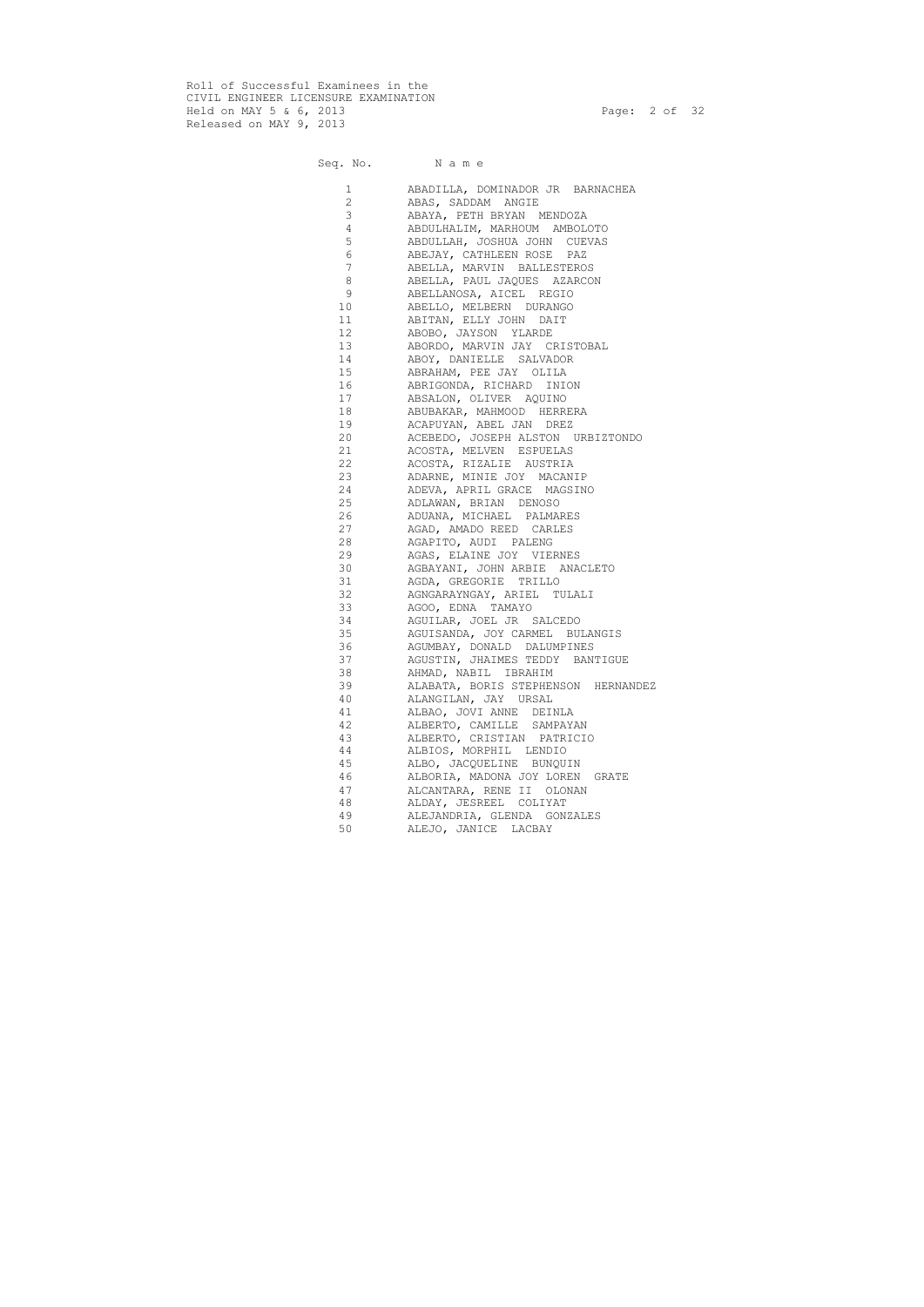Roll of Successful Examinees in the
CIVIL ENGINEER LICENSURE EXAMINATION
Held on MAY 5 & 6, 2013
Released on MAY 9, 2013

| Seq. No. | Name |
|---|---|
| 1 | ABADILLA, DOMINADOR JR BARNACHEA |
| 2 | ABAS, SADDAM ANGIE |
| 3 | ABAYA, PETH BRYAN MENDOZA |
| 4 | ABDULHALIM, MARHOUM AMBOLOTO |
| 5 | ABDULLAH, JOSHUA JOHN CUEVAS |
| 6 | ABEJAY, CATHLEEN ROSE PAZ |
| 7 | ABELLA, MARVIN BALLESTEROS |
| 8 | ABELLA, PAUL JAQUES AZARCON |
| 9 | ABELLANOSA, AICEL REGIO |
| 10 | ABELLO, MELBERN DURANGO |
| 11 | ABITAN, ELLY JOHN DAIT |
| 12 | ABOBO, JAYSON YLARDE |
| 13 | ABORDO, MARVIN JAY CRISTOBAL |
| 14 | ABOY, DANIELLE SALVADOR |
| 15 | ABRAHAM, PEE JAY OLILA |
| 16 | ABRIGONDA, RICHARD INION |
| 17 | ABSALON, OLIVER AQUINO |
| 18 | ABUBAKAR, MAHMOOD HERRERA |
| 19 | ACAPUYAN, ABEL JAN DREZ |
| 20 | ACEBEDO, JOSEPH ALSTON URBIZTONDO |
| 21 | ACOSTA, MELVEN ESPUELAS |
| 22 | ACOSTA, RIZALIE AUSTRIA |
| 23 | ADARNE, MINIE JOY MACANIP |
| 24 | ADEVA, APRIL GRACE MAGSINO |
| 25 | ADLAWAN, BRIAN DENOSO |
| 26 | ADUANA, MICHAEL PALMARES |
| 27 | AGAD, AMADO REED CARLES |
| 28 | AGAPITO, AUDI PALENG |
| 29 | AGAS, ELAINE JOY VIERNES |
| 30 | AGBAYANI, JOHN ARBIE ANACLETO |
| 31 | AGDA, GREGORIE TRILLO |
| 32 | AGNGARAYNGAY, ARIEL TULALI |
| 33 | AGOO, EDNA TAMAYO |
| 34 | AGUILAR, JOEL JR SALCEDO |
| 35 | AGUISANDA, JOY CARMEL BULANGIS |
| 36 | AGUMBAY, DONALD DALUMPINES |
| 37 | AGUSTIN, JHAIMES TEDDY BANTIGUE |
| 38 | AHMAD, NABIL IBRAHIM |
| 39 | ALABATA, BORIS STEPHENSON HERNANDEZ |
| 40 | ALANGILAN, JAY URSAL |
| 41 | ALBAO, JOVI ANNE DEINLA |
| 42 | ALBERTO, CAMILLE SAMPAYAN |
| 43 | ALBERTO, CRISTIAN PATRICIO |
| 44 | ALBIOS, MORPHIL LENDIO |
| 45 | ALBO, JACQUELINE BUNQUIN |
| 46 | ALBORIA, MADONA JOY LOREN GRATE |
| 47 | ALCANTARA, RENE II OLONAN |
| 48 | ALDAY, JESREEL COLIYAT |
| 49 | ALEJANDRIA, GLENDA GONZALES |
| 50 | ALEJO, JANICE LACBAY |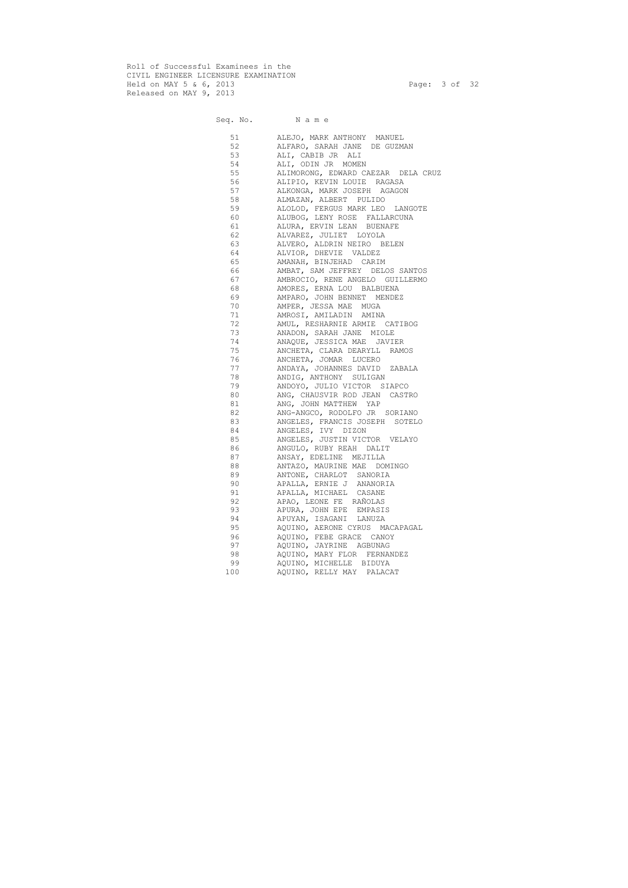Roll of Successful Examinees in the
CIVIL ENGINEER LICENSURE EXAMINATION
Held on MAY 5 & 6, 2013
Released on MAY 9, 2013

| Seq. No. | N a m e |
|---|---|
| 51 | ALEJO, MARK ANTHONY MANUEL |
| 52 | ALFARO, SARAH JANE DE GUZMAN |
| 53 | ALI, CABIB JR ALI |
| 54 | ALI, ODIN JR MOMEN |
| 55 | ALIMORONG, EDWARD CAEZAR DELA CRUZ |
| 56 | ALIPIO, KEVIN LOUIE RAGASA |
| 57 | ALKONGA, MARK JOSEPH AGAGON |
| 58 | ALMAZAN, ALBERT PULIDO |
| 59 | ALOLOD, FERGUS MARK LEO LANGOTE |
| 60 | ALUBOG, LENY ROSE FALLARCUNA |
| 61 | ALURA, ERVIN LEAN BUENAFE |
| 62 | ALVAREZ, JULIET LOYOLA |
| 63 | ALVERO, ALDRIN NEIRO BELEN |
| 64 | ALVIOR, DHEVIE VALDEZ |
| 65 | AMANAH, BINJEHAD CARIM |
| 66 | AMBAT, SAM JEFFREY DELOS SANTOS |
| 67 | AMBROCIO, RENE ANGELO GUILLERMO |
| 68 | AMORES, ERNA LOU BALBUENA |
| 69 | AMPARO, JOHN BENNET MENDEZ |
| 70 | AMPER, JESSA MAE MUGA |
| 71 | AMROSI, AMILADIN AMINA |
| 72 | AMUL, RESHARNIE ARMIE CATIBOG |
| 73 | ANADON, SARAH JANE MIOLE |
| 74 | ANAQUE, JESSICA MAE JAVIER |
| 75 | ANCHETA, CLARA DEARYLL RAMOS |
| 76 | ANCHETA, JOMAR LUCERO |
| 77 | ANDAYA, JOHANNES DAVID ZABALA |
| 78 | ANDIG, ANTHONY SULIGAN |
| 79 | ANDOYO, JULIO VICTOR SIAPCO |
| 80 | ANG, CHAUSVIR ROD JEAN CASTRO |
| 81 | ANG, JOHN MATTHEW YAP |
| 82 | ANG-ANGCO, RODOLFO JR SORIANO |
| 83 | ANGELES, FRANCIS JOSEPH SOTELO |
| 84 | ANGELES, IVY DIZON |
| 85 | ANGELES, JUSTIN VICTOR VELAYO |
| 86 | ANGULO, RUBY REAH DALIT |
| 87 | ANSAY, EDELINE MEJILLA |
| 88 | ANTAZO, MAURINE MAE DOMINGO |
| 89 | ANTONE, CHARLOT SANORIA |
| 90 | APALLA, ERNIE J ANANORIA |
| 91 | APALLA, MICHAEL CASANE |
| 92 | APAO, LEONE FE RAÑOLAS |
| 93 | APURA, JOHN EPE EMPASIS |
| 94 | APUYAN, ISAGANI LANUZA |
| 95 | AQUINO, AERONE CYRUS MACAPAGAL |
| 96 | AQUINO, FEBE GRACE CANOY |
| 97 | AQUINO, JAYRINE AGBUNAG |
| 98 | AQUINO, MARY FLOR FERNANDEZ |
| 99 | AQUINO, MICHELLE BIDUYA |
| 100 | AQUINO, RELLY MAY PALACAT |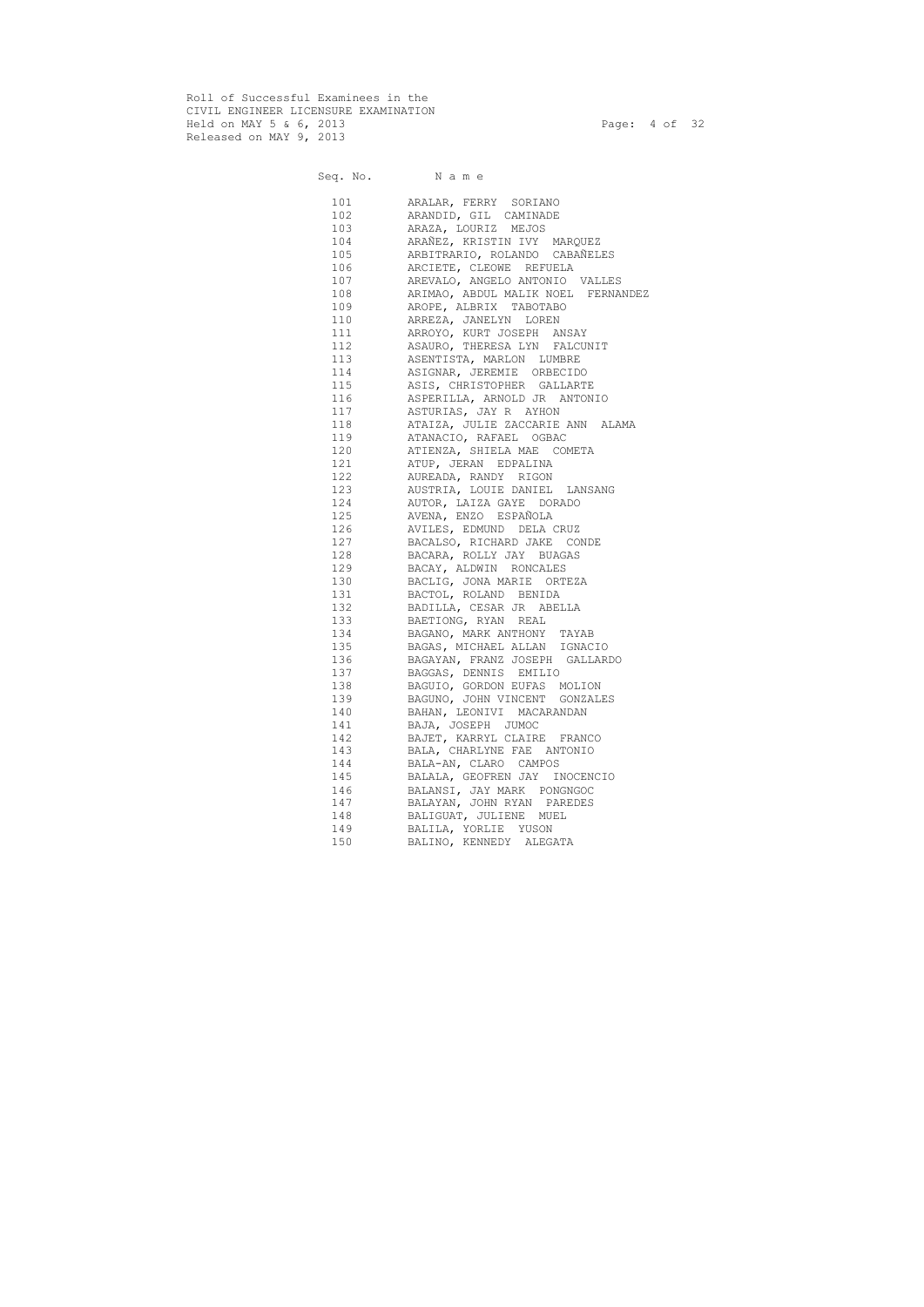Roll of Successful Examinees in the
CIVIL ENGINEER LICENSURE EXAMINATION
Held on MAY 5 & 6, 2013
Released on MAY 9, 2013

| Seq. No. | Name |
|---|---|
| 101 | ARALAR, FERRY SORIANO |
| 102 | ARANDID, GIL CAMINADE |
| 103 | ARAZA, LOURIZ MEJOS |
| 104 | ARAÑEZ, KRISTIN IVY MARQUEZ |
| 105 | ARBITRARIO, ROLANDO CABAÑELES |
| 106 | ARCIETE, CLEOWE REFUELA |
| 107 | AREVALO, ANGELO ANTONIO VALLES |
| 108 | ARIMAO, ABDUL MALIK NOEL FERNANDEZ |
| 109 | AROPE, ALBRIX TABOTABO |
| 110 | ARREZA, JANELYN LOREN |
| 111 | ARROYO, KURT JOSEPH ANSAY |
| 112 | ASAURO, THERESA LYN FALCUNIT |
| 113 | ASENTISTA, MARLON LUMBRE |
| 114 | ASIGNAR, JEREMIE ORBECIDO |
| 115 | ASIS, CHRISTOPHER GALLARTE |
| 116 | ASPERILLA, ARNOLD JR ANTONIO |
| 117 | ASTURIAS, JAY R AYHON |
| 118 | ATAIZA, JULIE ZACCARIE ANN ALAMA |
| 119 | ATANACIO, RAFAEL OGBAC |
| 120 | ATIENZA, SHIELA MAE COMETA |
| 121 | ATUP, JERAN EDPALINA |
| 122 | AUREADA, RANDY RIGON |
| 123 | AUSTRIA, LOUIE DANIEL LANSANG |
| 124 | AUTOR, LAIZA GAYE DORADO |
| 125 | AVENA, ENZO ESPAÑOLA |
| 126 | AVILES, EDMUND DELA CRUZ |
| 127 | BACALSO, RICHARD JAKE CONDE |
| 128 | BACARA, ROLLY JAY BUAGAS |
| 129 | BACAY, ALDWIN RONCALES |
| 130 | BACLIG, JONA MARIE ORTEZA |
| 131 | BACTOL, ROLAND BENIDA |
| 132 | BADILLA, CESAR JR ABELLA |
| 133 | BAETIONG, RYAN REAL |
| 134 | BAGANO, MARK ANTHONY TAYAB |
| 135 | BAGAS, MICHAEL ALLAN IGNACIO |
| 136 | BAGAYAN, FRANZ JOSEPH GALLARDO |
| 137 | BAGGAS, DENNIS EMILIO |
| 138 | BAGUIO, GORDON EUFAS MOLION |
| 139 | BAGUNO, JOHN VINCENT GONZALES |
| 140 | BAHAN, LEONIVI MACARANDAN |
| 141 | BAJA, JOSEPH JUMOC |
| 142 | BAJET, KARRYL CLAIRE FRANCO |
| 143 | BALA, CHARLYNE FAE ANTONIO |
| 144 | BALA-AN, CLARO CAMPOS |
| 145 | BALALA, GEOFREN JAY INOCENCIO |
| 146 | BALANSI, JAY MARK PONGNGOC |
| 147 | BALAYAN, JOHN RYAN PAREDES |
| 148 | BALIGUAT, JULIENE MUEL |
| 149 | BALILA, YORLIE YUSON |
| 150 | BALINO, KENNEDY ALEGATA |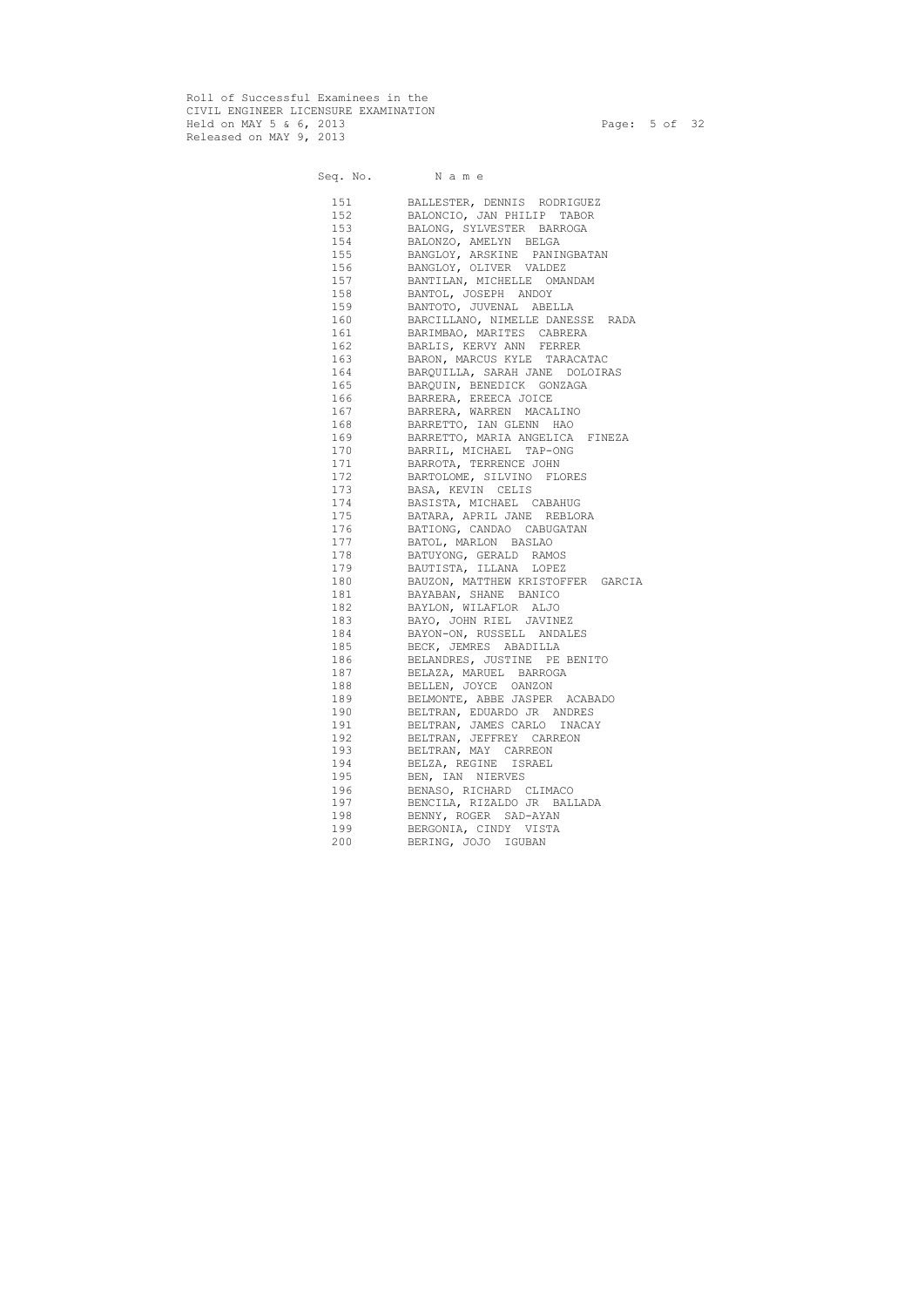Roll of Successful Examinees in the
CIVIL ENGINEER LICENSURE EXAMINATION
Held on MAY 5 & 6, 2013
Released on MAY 9, 2013

| Seq. No. | N a m e |
|---|---|
| 151 | BALLESTER, DENNIS RODRIGUEZ |
| 152 | BALONCIO, JAN PHILIP TABOR |
| 153 | BALONG, SYLVESTER BARROGA |
| 154 | BALONZO, AMELYN BELGA |
| 155 | BANGLOY, ARSKINE PANINGBATAN |
| 156 | BANGLOY, OLIVER VALDEZ |
| 157 | BANTILAN, MICHELLE OMANDAM |
| 158 | BANTOL, JOSEPH ANDOY |
| 159 | BANTOTO, JUVENAL ABELLA |
| 160 | BARCILLANO, NIMELLE DANESSE RADA |
| 161 | BARIMBAO, MARITES CABRERA |
| 162 | BARLIS, KERVY ANN FERRER |
| 163 | BARON, MARCUS KYLE TARACATAC |
| 164 | BARQUILLA, SARAH JANE DOLOIRAS |
| 165 | BARQUIN, BENEDICK GONZAGA |
| 166 | BARRERA, EREECA JOICE |
| 167 | BARRERA, WARREN MACALINO |
| 168 | BARRETTO, IAN GLENN HAO |
| 169 | BARRETTO, MARIA ANGELICA FINEZA |
| 170 | BARRIL, MICHAEL TAP-ONG |
| 171 | BARROTA, TERRENCE JOHN |
| 172 | BARTOLOME, SILVINO FLORES |
| 173 | BASA, KEVIN CELIS |
| 174 | BASISTA, MICHAEL CABAHUG |
| 175 | BATARA, APRIL JANE REBLORA |
| 176 | BATIONG, CANDAO CABUGATAN |
| 177 | BATOL, MARLON BASLAO |
| 178 | BATUYONG, GERALD RAMOS |
| 179 | BAUTISTA, ILLANA LOPEZ |
| 180 | BAUZON, MATTHEW KRISTOFFER GARCIA |
| 181 | BAYABAN, SHANE BANICO |
| 182 | BAYLON, WILAFLOR ALJO |
| 183 | BAYO, JOHN RIEL JAVINEZ |
| 184 | BAYON-ON, RUSSELL ANDALES |
| 185 | BECK, JEMRES ABADILLA |
| 186 | BELANDRES, JUSTINE PE BENITO |
| 187 | BELAZA, MARUEL BARROGA |
| 188 | BELLEN, JOYCE OANZON |
| 189 | BELMONTE, ABBE JASPER ACABADO |
| 190 | BELTRAN, EDUARDO JR ANDRES |
| 191 | BELTRAN, JAMES CARLO INACAY |
| 192 | BELTRAN, JEFFREY CARREON |
| 193 | BELTRAN, MAY CARREON |
| 194 | BELZA, REGINE ISRAEL |
| 195 | BEN, IAN NIERVES |
| 196 | BENASO, RICHARD CLIMACO |
| 197 | BENCILA, RIZALDO JR BALLADA |
| 198 | BENNY, ROGER SAD-AYAN |
| 199 | BERGONIA, CINDY VISTA |
| 200 | BERING, JOJO IGUBAN |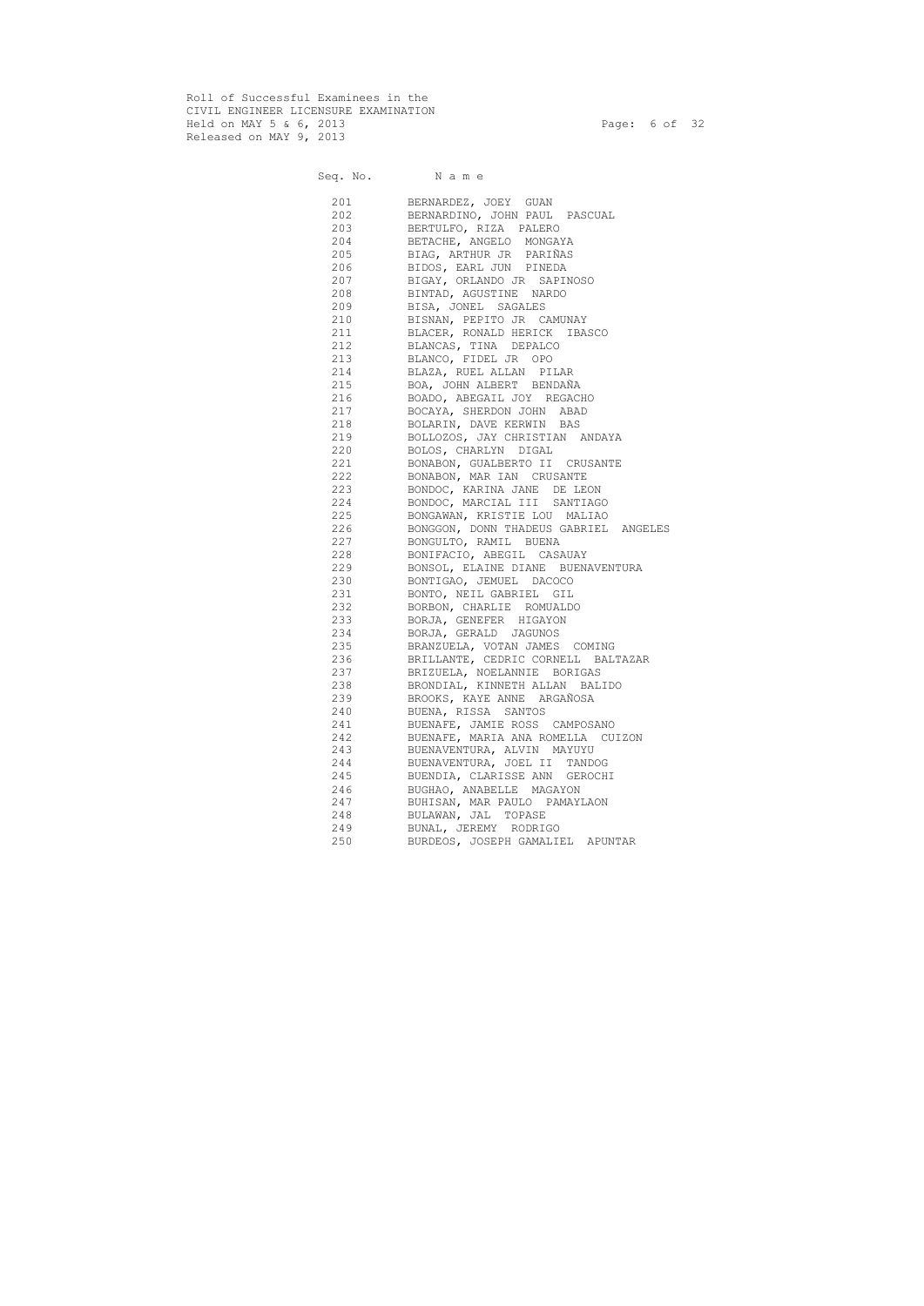Roll of Successful Examinees in the
CIVIL ENGINEER LICENSURE EXAMINATION
Held on MAY 5 & 6, 2013
Released on MAY 9, 2013

| Seq. No. | N a m e |
|---|---|
| 201 | BERNARDEZ, JOEY GUAN |
| 202 | BERNARDINO, JOHN PAUL PASCUAL |
| 203 | BERTULFO, RIZA PALERO |
| 204 | BETACHE, ANGELO MONGAYA |
| 205 | BIAG, ARTHUR JR PARIÑAS |
| 206 | BIDOS, EARL JUN PINEDA |
| 207 | BIGAY, ORLANDO JR SAPINOSO |
| 208 | BINTAD, AGUSTINE NARDO |
| 209 | BISA, JONEL SAGALES |
| 210 | BISNAN, PEPITO JR CAMUNAY |
| 211 | BLACER, RONALD HERICK IBASCO |
| 212 | BLANCAS, TINA DEPALCO |
| 213 | BLANCO, FIDEL JR OPO |
| 214 | BLAZA, RUEL ALLAN PILAR |
| 215 | BOA, JOHN ALBERT BENDAÑA |
| 216 | BOADO, ABEGAIL JOY REGACHO |
| 217 | BOCAYA, SHERDON JOHN ABAD |
| 218 | BOLARIN, DAVE KERWIN BAS |
| 219 | BOLLOZOS, JAY CHRISTIAN ANDAYA |
| 220 | BOLOS, CHARLYN DIGAL |
| 221 | BONABON, GUALBERTO II CRUSANTE |
| 222 | BONABON, MAR IAN CRUSANTE |
| 223 | BONDOC, KARINA JANE DE LEON |
| 224 | BONDOC, MARCIAL III SANTIAGO |
| 225 | BONGAWAN, KRISTIE LOU MALIAO |
| 226 | BONGGON, DONN THADEUS GABRIEL ANGELES |
| 227 | BONGULTO, RAMIL BUENA |
| 228 | BONIFACIO, ABEGIL CASAUAY |
| 229 | BONSOL, ELAINE DIANE BUENAVENTURA |
| 230 | BONTIGAO, JEMUEL DACOCO |
| 231 | BONTO, NEIL GABRIEL GIL |
| 232 | BORBON, CHARLIE ROMUALDO |
| 233 | BORJA, GENEFER HIGAYON |
| 234 | BORJA, GERALD JAGUNOS |
| 235 | BRANZUELA, VOTAN JAMES COMING |
| 236 | BRILLANTE, CEDRIC CORNELL BALTAZAR |
| 237 | BRIZUELA, NOELANNIE BORIGAS |
| 238 | BRONDIAL, KINNETH ALLAN BALIDO |
| 239 | BROOKS, KAYE ANNE ARGAÑOSA |
| 240 | BUENA, RISSA SANTOS |
| 241 | BUENAFE, JAMIE ROSS CAMPOSANO |
| 242 | BUENAFE, MARIA ANA ROMELLA CUIZON |
| 243 | BUENAVENTURA, ALVIN MAYUYU |
| 244 | BUENAVENTURA, JOEL II TANDOG |
| 245 | BUENDIA, CLARISSE ANN GEROCHI |
| 246 | BUGHAO, ANABELLE MAGAYON |
| 247 | BUHISAN, MAR PAULO PAMAYLAON |
| 248 | BULAWAN, JAL TOPASE |
| 249 | BUNAL, JEREMY RODRIGO |
| 250 | BURDEOS, JOSEPH GAMALIEL APUNTAR |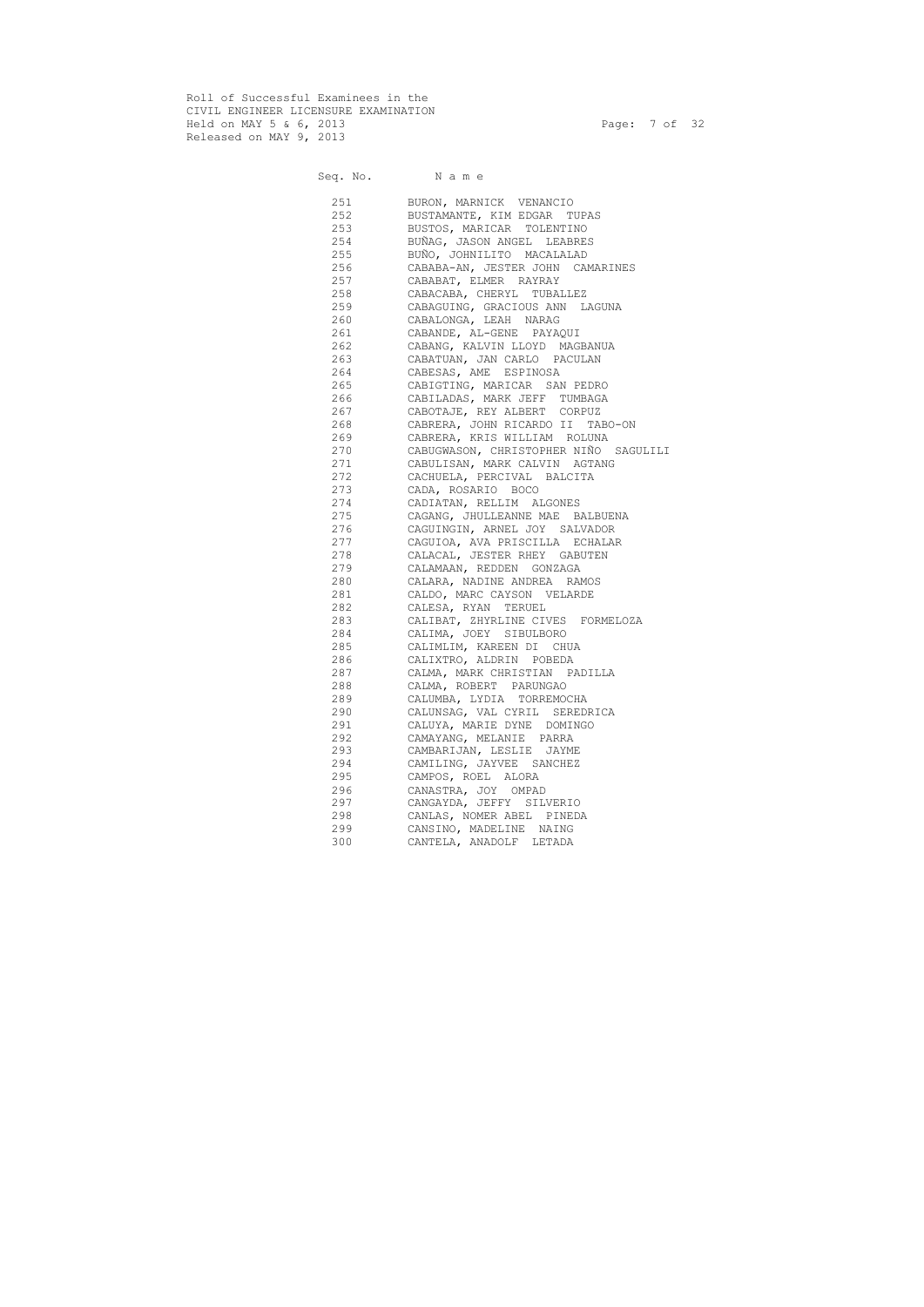Roll of Successful Examinees in the
CIVIL ENGINEER LICENSURE EXAMINATION
Held on MAY 5 & 6, 2013
Released on MAY 9, 2013

| Seq. No. | N a m e |
|---|---|
| 251 | BURON, MARNICK VENANCIO |
| 252 | BUSTAMANTE, KIM EDGAR TUPAS |
| 253 | BUSTOS, MARICAR TOLENTINO |
| 254 | BUÑAG, JASON ANGEL LEABRES |
| 255 | BUÑO, JOHNILITO MACALALAD |
| 256 | CABABA-AN, JESTER JOHN CAMARINES |
| 257 | CABABAT, ELMER RAYRAY |
| 258 | CABACABA, CHERYL TUBALLEZ |
| 259 | CABAGUING, GRACIOUS ANN LAGUNA |
| 260 | CABALONGA, LEAH NARAG |
| 261 | CABANDE, AL-GENE PAYAQUI |
| 262 | CABANG, KALVIN LLOYD MAGBANUA |
| 263 | CABATUAN, JAN CARLO PACULAN |
| 264 | CABESAS, AME ESPINOSA |
| 265 | CABIGTING, MARICAR SAN PEDRO |
| 266 | CABILADAS, MARK JEFF TUMBAGA |
| 267 | CABOTAJE, REY ALBERT CORPUZ |
| 268 | CABRERA, JOHN RICARDO II TABO-ON |
| 269 | CABRERA, KRIS WILLIAM ROLUNA |
| 270 | CABUGWASON, CHRISTOPHER NIÑO SAGULILI |
| 271 | CABULISAN, MARK CALVIN AGTANG |
| 272 | CACHUELA, PERCIVAL BALCITA |
| 273 | CADA, ROSARIO BOCO |
| 274 | CADIATAN, RELLIM ALGONES |
| 275 | CAGANG, JHULLEANNE MAE BALBUENA |
| 276 | CAGUINGIN, ARNEL JOY SALVADOR |
| 277 | CAGUIOA, AVA PRISCILLA ECHALAR |
| 278 | CALACAL, JESTER RHEY GABUTEN |
| 279 | CALAMAAN, REDDEN GONZAGA |
| 280 | CALARA, NADINE ANDREA RAMOS |
| 281 | CALDO, MARC CAYSON VELARDE |
| 282 | CALESA, RYAN TERUEL |
| 283 | CALIBAT, ZHYRLINE CIVES FORMELOZA |
| 284 | CALIMA, JOEY SIBULBORO |
| 285 | CALIMLIM, KAREEN DI CHUA |
| 286 | CALIXTRO, ALDRIN POBEDA |
| 287 | CALMA, MARK CHRISTIAN PADILLA |
| 288 | CALMA, ROBERT PARUNGAO |
| 289 | CALUMBA, LYDIA TORREMOCHA |
| 290 | CALUNSAG, VAL CYRIL SEREDRICA |
| 291 | CALUYA, MARIE DYNE DOMINGO |
| 292 | CAMAYANG, MELANIE PARRA |
| 293 | CAMBARIJAN, LESLIE JAYME |
| 294 | CAMILING, JAYVEE SANCHEZ |
| 295 | CAMPOS, ROEL ALORA |
| 296 | CANASTRA, JOY OMPAD |
| 297 | CANGAYDA, JEFFY SILVERIO |
| 298 | CANLAS, NOMER ABEL PINEDA |
| 299 | CANSINO, MADELINE NAING |
| 300 | CANTELA, ANADOLF LETADA |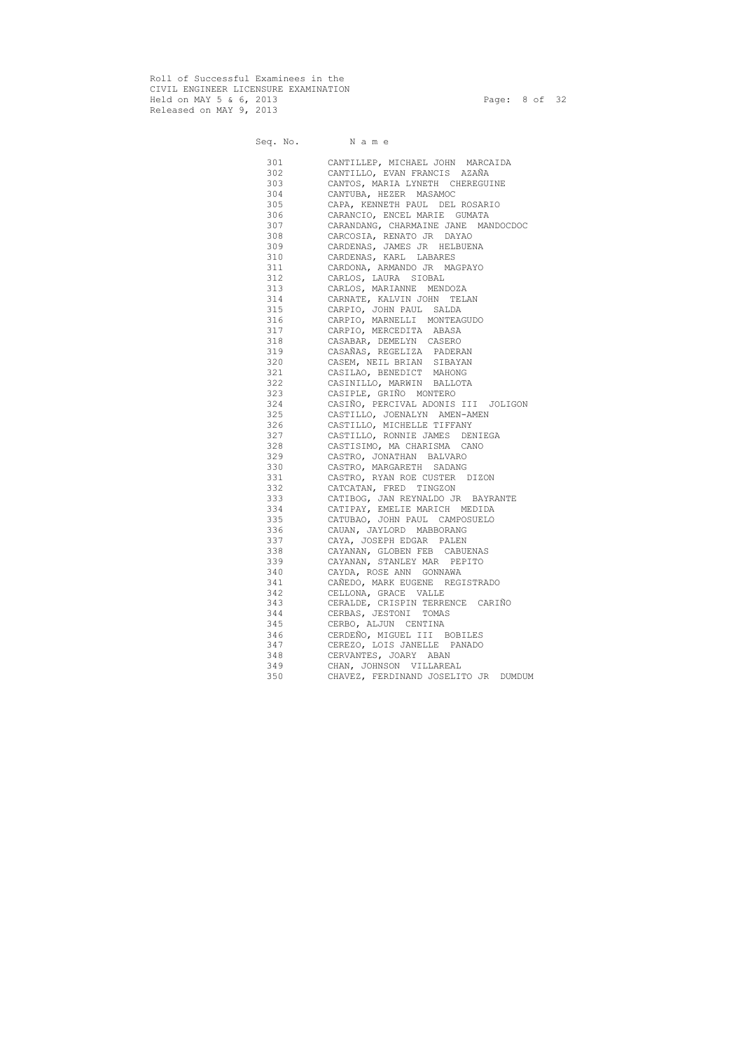Roll of Successful Examinees in the
CIVIL ENGINEER LICENSURE EXAMINATION
Held on MAY 5 & 6, 2013
Released on MAY 9, 2013

| Seq. No. | Name |
|---|---|
| 301 | CANTILLEP, MICHAEL JOHN MARCAIDA |
| 302 | CANTILLO, EVAN FRANCIS AZAÑA |
| 303 | CANTOS, MARIA LYNETH CHEREGUINE |
| 304 | CANTUBA, HEZER MASAMOC |
| 305 | CAPA, KENNETH PAUL DEL ROSARIO |
| 306 | CARANCIO, ENCEL MARIE GUMATA |
| 307 | CARANDANG, CHARMAINE JANE MANDOCDOC |
| 308 | CARCOSIA, RENATO JR DAYAO |
| 309 | CARDENAS, JAMES JR HELBUENA |
| 310 | CARDENAS, KARL LABARES |
| 311 | CARDONA, ARMANDO JR MAGPAYO |
| 312 | CARLOS, LAURA SIOBAL |
| 313 | CARLOS, MARIANNE MENDOZA |
| 314 | CARNATE, KALVIN JOHN TELAN |
| 315 | CARPIO, JOHN PAUL SALDA |
| 316 | CARPIO, MARNELLI MONTEAGUDO |
| 317 | CARPIO, MERCEDITA ABASA |
| 318 | CASABAR, DEMELYN CASERO |
| 319 | CASAÑAS, REGELIZA PADERAN |
| 320 | CASEM, NEIL BRIAN SIBAYAN |
| 321 | CASILAO, BENEDICT MAHONG |
| 322 | CASINILLO, MARWIN BALLOTA |
| 323 | CASIPLE, GRIÑO MONTERO |
| 324 | CASIÑO, PERCIVAL ADONIS III JOLIGON |
| 325 | CASTILLO, JOENALYN AMEN-AMEN |
| 326 | CASTILLO, MICHELLE TIFFANY |
| 327 | CASTILLO, RONNIE JAMES DENIEGA |
| 328 | CASTISIMO, MA CHARISMA CANO |
| 329 | CASTRO, JONATHAN BALVARO |
| 330 | CASTRO, MARGARETH SADANG |
| 331 | CASTRO, RYAN ROE CUSTER DIZON |
| 332 | CATCATAN, FRED TINGZON |
| 333 | CATIBOG, JAN REYNALDO JR BAYRANTE |
| 334 | CATIPAY, EMELIE MARICH MEDIDA |
| 335 | CATUBAO, JOHN PAUL CAMPOSUELO |
| 336 | CAUAN, JAYLORD MABBORANG |
| 337 | CAYA, JOSEPH EDGAR PALEN |
| 338 | CAYANAN, GLOBEN FEB CABUENAS |
| 339 | CAYANAN, STANLEY MAR PEPITO |
| 340 | CAYDA, ROSE ANN GONNAWA |
| 341 | CAÑEDO, MARK EUGENE REGISTRADO |
| 342 | CELLONA, GRACE VALLE |
| 343 | CERALDE, CRISPIN TERRENCE CARIÑO |
| 344 | CERBAS, JESTONI TOMAS |
| 345 | CERBO, ALJUN CENTINA |
| 346 | CERDEÑO, MIGUEL III BOBILES |
| 347 | CEREZO, LOIS JANELLE PANADO |
| 348 | CERVANTES, JOARY ABAN |
| 349 | CHAN, JOHNSON VILLAREAL |
| 350 | CHAVEZ, FERDINAND JOSELITO JR DUMDUM |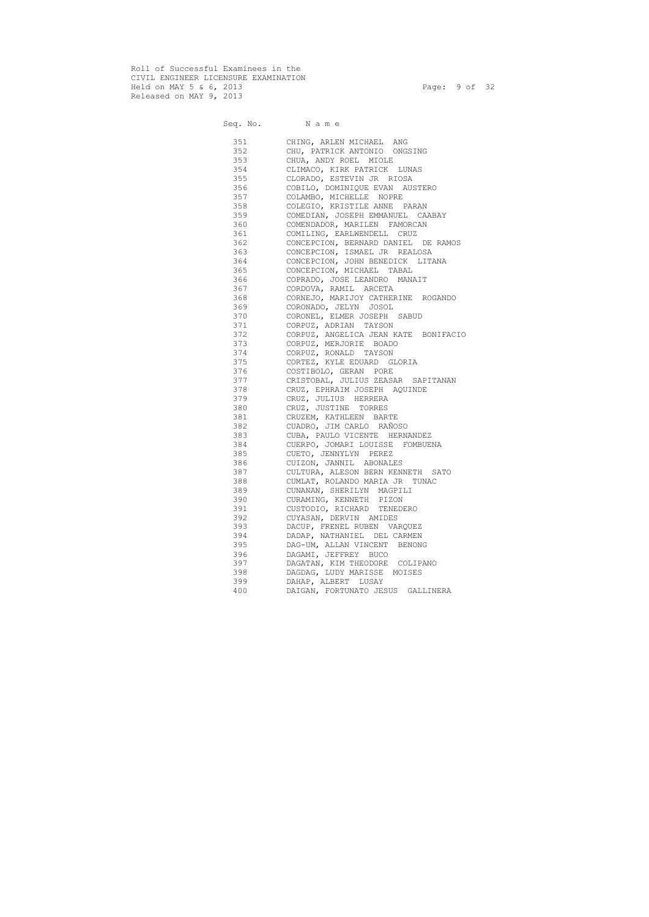Roll of Successful Examinees in the
CIVIL ENGINEER LICENSURE EXAMINATION
Held on MAY 5 & 6, 2013
Released on MAY 9, 2013

| Seq. No. | N a m e |
|---|---|
| 351 | CHING, ARLEN MICHAEL ANG |
| 352 | CHU, PATRICK ANTONIO ONGSING |
| 353 | CHUA, ANDY ROEL MIOLE |
| 354 | CLIMACO, KIRK PATRICK LUNAS |
| 355 | CLORADO, ESTEVIN JR RIOSA |
| 356 | COBILO, DOMINIQUE EVAN AUSTERO |
| 357 | COLAMBO, MICHELLE NOPRE |
| 358 | COLEGIO, KRISTILE ANNE PARAN |
| 359 | COMEDIAN, JOSEPH EMMANUEL CAABAY |
| 360 | COMENDADOR, MARILEN FAMORCAN |
| 361 | COMILING, EARLWENDELL CRUZ |
| 362 | CONCEPCION, BERNARD DANIEL DE RAMOS |
| 363 | CONCEPCION, ISMAEL JR REALOSA |
| 364 | CONCEPCION, JOHN BENEDICK LITANA |
| 365 | CONCEPCION, MICHAEL TABAL |
| 366 | COPRADO, JOSE LEANDRO MANAIT |
| 367 | CORDOVA, RAMIL ARCETA |
| 368 | CORNEJO, MARIJOY CATHERINE ROGANDO |
| 369 | CORONADO, JELYN JOSOL |
| 370 | CORONEL, ELMER JOSEPH SABUD |
| 371 | CORPUZ, ADRIAN TAYSON |
| 372 | CORPUZ, ANGELICA JEAN KATE BONIFACIO |
| 373 | CORPUZ, MERJORIE BOADO |
| 374 | CORPUZ, RONALD TAYSON |
| 375 | CORTEZ, KYLE EDUARD GLORIA |
| 376 | COSTIBOLO, GERAN PORE |
| 377 | CRISTOBAL, JULIUS ZEASAR SAPITANAN |
| 378 | CRUZ, EPHRAIM JOSEPH AQUINDE |
| 379 | CRUZ, JULIUS HERRERA |
| 380 | CRUZ, JUSTINE TORRES |
| 381 | CRUZEM, KATHLEEN BARTE |
| 382 | CUADRO, JIM CARLO RAÑOSO |
| 383 | CUBA, PAULO VICENTE HERNANDEZ |
| 384 | CUERPO, JOMARI LOUISSE FOMBUENA |
| 385 | CUETO, JENNYLYN PEREZ |
| 386 | CUIZON, JANNIL ABONALES |
| 387 | CULTURA, ALESON BERN KENNETH SATO |
| 388 | CUMLAT, ROLANDO MARIA JR TUNAC |
| 389 | CUNANAN, SHERILYN MAGPILI |
| 390 | CURAMING, KENNETH PIZON |
| 391 | CUSTODIO, RICHARD TENEDERO |
| 392 | CUYASAN, DERVIN AMIDES |
| 393 | DACUP, FRENEL RUBEN VARQUEZ |
| 394 | DADAP, NATHANIEL DEL CARMEN |
| 395 | DAG-UM, ALLAN VINCENT BENONG |
| 396 | DAGAMI, JEFFREY BUCO |
| 397 | DAGATAN, KIM THEODORE COLIPANO |
| 398 | DAGDAG, LUDY MARISSE MOISES |
| 399 | DAHAP, ALBERT LUSAY |
| 400 | DAIGAN, FORTUNATO JESUS GALLINERA |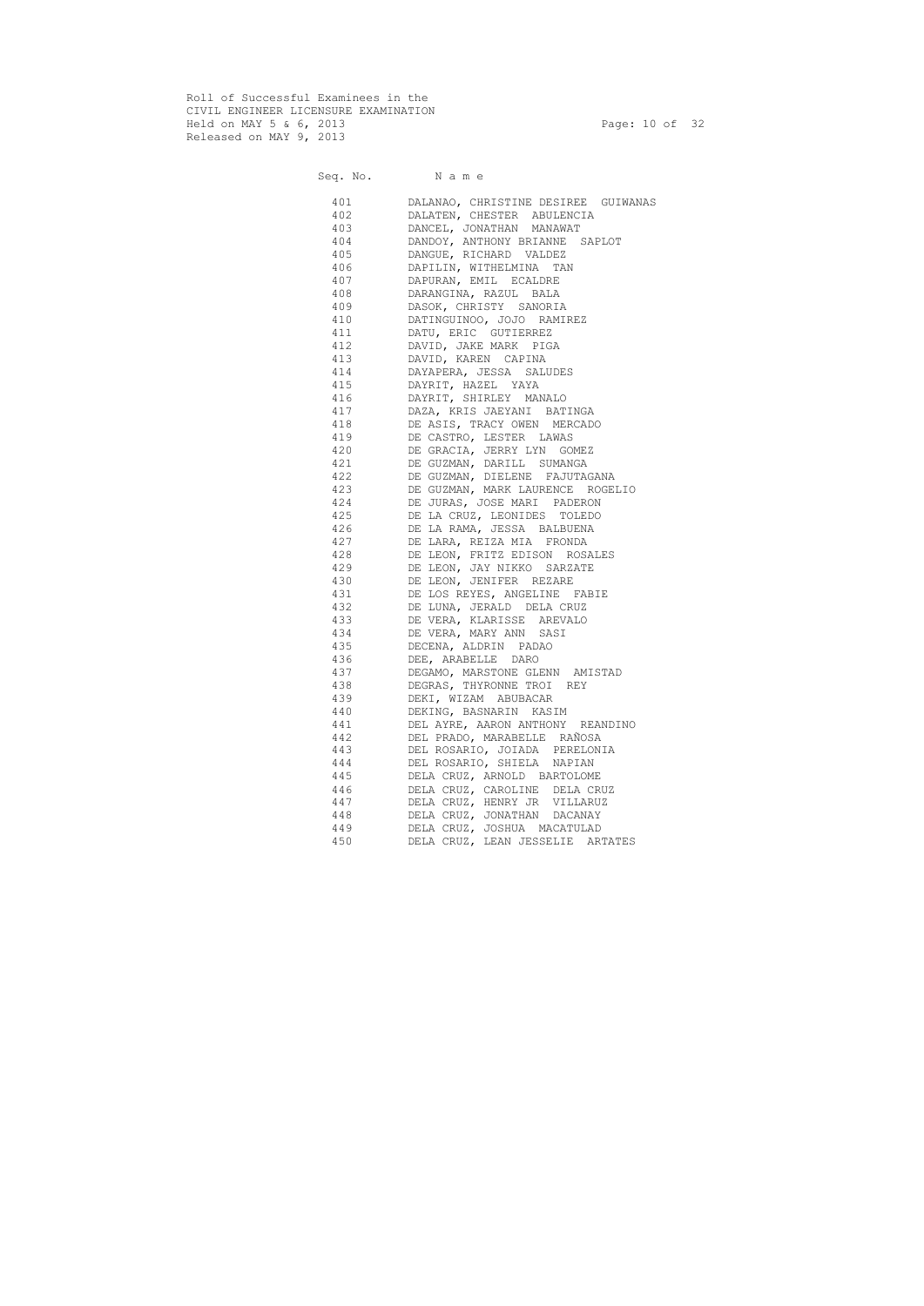Roll of Successful Examinees in the
CIVIL ENGINEER LICENSURE EXAMINATION
Held on MAY 5 & 6, 2013
Released on MAY 9, 2013

| Seq. No. | N a m e |
|---|---|
| 401 | DALANAO, CHRISTINE DESIREE GUIWANAS |
| 402 | DALATEN, CHESTER ABULENCIA |
| 403 | DANCEL, JONATHAN MANAWAT |
| 404 | DANDOY, ANTHONY BRIANNE SAPLOT |
| 405 | DANGUE, RICHARD VALDEZ |
| 406 | DAPILIN, WITHELMINA TAN |
| 407 | DAPURAN, EMIL ECALDRE |
| 408 | DARANGINA, RAZUL BALA |
| 409 | DASOK, CHRISTY SANORIA |
| 410 | DATINGUINOO, JOJO RAMIREZ |
| 411 | DATU, ERIC GUTIERREZ |
| 412 | DAVID, JAKE MARK PIGA |
| 413 | DAVID, KAREN CAPINA |
| 414 | DAYAPERA, JESSA SALUDES |
| 415 | DAYRIT, HAZEL YAYA |
| 416 | DAYRIT, SHIRLEY MANALO |
| 417 | DAZA, KRIS JAEYANI BATINGA |
| 418 | DE ASIS, TRACY OWEN MERCADO |
| 419 | DE CASTRO, LESTER LAWAS |
| 420 | DE GRACIA, JERRY LYN GOMEZ |
| 421 | DE GUZMAN, DARILL SUMANGA |
| 422 | DE GUZMAN, DIELENE FAJUTAGANA |
| 423 | DE GUZMAN, MARK LAURENCE ROGELIO |
| 424 | DE JURAS, JOSE MARI PADERON |
| 425 | DE LA CRUZ, LEONIDES TOLEDO |
| 426 | DE LA RAMA, JESSA BALBUENA |
| 427 | DE LARA, REIZA MIA FRONDA |
| 428 | DE LEON, FRITZ EDISON ROSALES |
| 429 | DE LEON, JAY NIKKO SARZATE |
| 430 | DE LEON, JENIFER REZARE |
| 431 | DE LOS REYES, ANGELINE FABIE |
| 432 | DE LUNA, JERALD DELA CRUZ |
| 433 | DE VERA, KLARISSE AREVALO |
| 434 | DE VERA, MARY ANN SASI |
| 435 | DECENA, ALDRIN PADAO |
| 436 | DEE, ARABELLE DARO |
| 437 | DEGAMO, MARSTONE GLENN AMISTAD |
| 438 | DEGRAS, THYRONNE TROI REY |
| 439 | DEKI, WIZAM ABUBACAR |
| 440 | DEKING, BASNARIN KASIM |
| 441 | DEL AYRE, AARON ANTHONY REANDINO |
| 442 | DEL PRADO, MARABELLE RAÑOSA |
| 443 | DEL ROSARIO, JOIADA PERELONIA |
| 444 | DEL ROSARIO, SHIELA NAPIAN |
| 445 | DELA CRUZ, ARNOLD BARTOLOME |
| 446 | DELA CRUZ, CAROLINE DELA CRUZ |
| 447 | DELA CRUZ, HENRY JR VILLARUZ |
| 448 | DELA CRUZ, JONATHAN DACANAY |
| 449 | DELA CRUZ, JOSHUA MACATULAD |
| 450 | DELA CRUZ, LEAN JESSELIE ARTATES |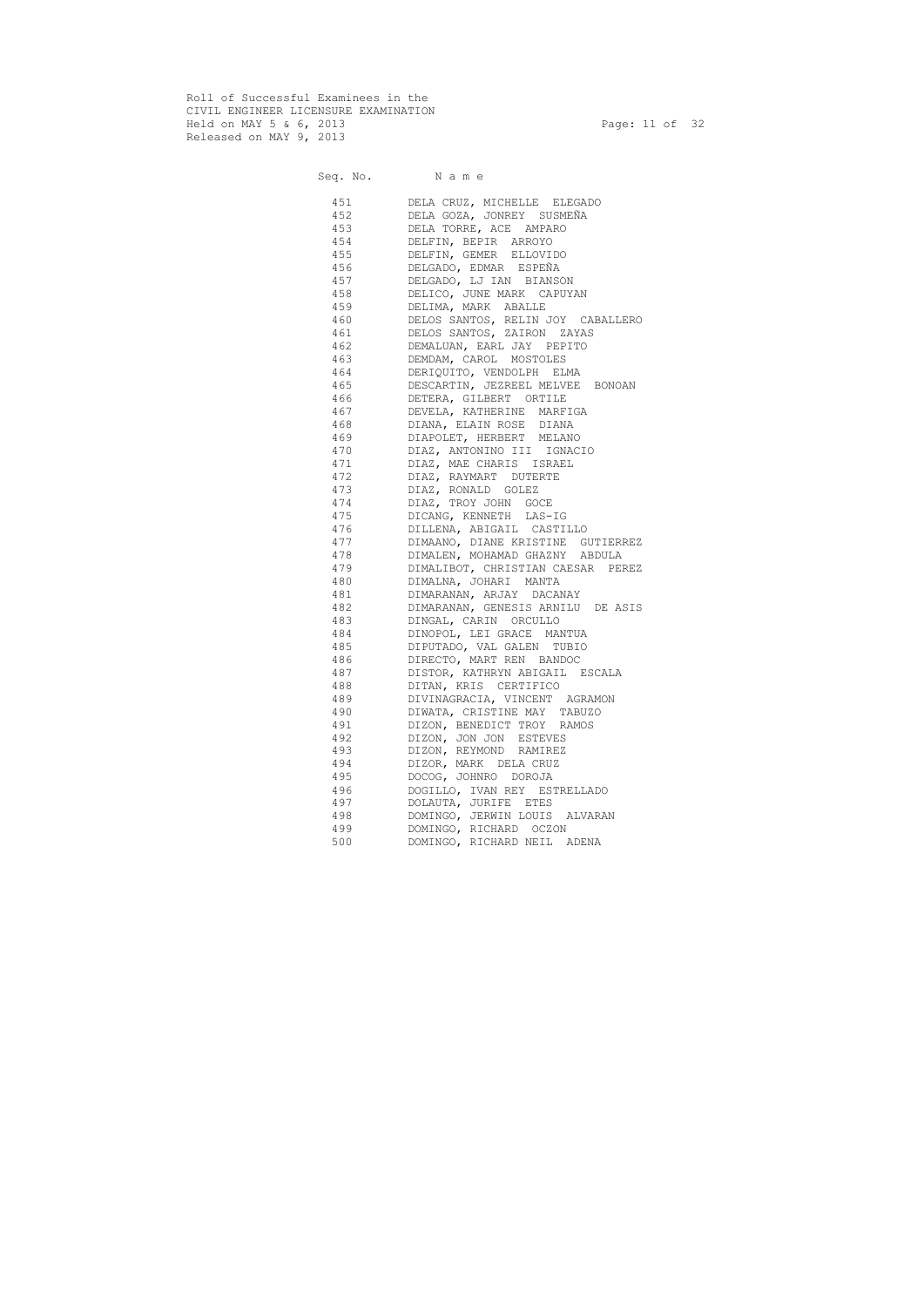Roll of Successful Examinees in the
CIVIL ENGINEER LICENSURE EXAMINATION
Held on MAY 5 & 6, 2013
Released on MAY 9, 2013

| Seq. No. | N a m e |
|---|---|
| 451 | DELA CRUZ, MICHELLE ELEGADO |
| 452 | DELA GOZA, JONREY SUSMEÑA |
| 453 | DELA TORRE, ACE AMPARO |
| 454 | DELFIN, BEPIR ARROYO |
| 455 | DELFIN, GEMER ELLOVIDO |
| 456 | DELGADO, EDMAR ESPEÑA |
| 457 | DELGADO, LJ IAN BIANSON |
| 458 | DELICO, JUNE MARK CAPUYAN |
| 459 | DELIMA, MARK ABALLE |
| 460 | DELOS SANTOS, RELIN JOY CABALLERO |
| 461 | DELOS SANTOS, ZAIRON ZAYAS |
| 462 | DEMALUAN, EARL JAY PEPITO |
| 463 | DEMDAM, CAROL MOSTOLES |
| 464 | DERIQUITO, VENDOLPH ELMA |
| 465 | DESCARTIN, JEZREEL MELVEE BONOAN |
| 466 | DETERA, GILBERT ORTILE |
| 467 | DEVELA, KATHERINE MARFIGA |
| 468 | DIANA, ELAIN ROSE DIANA |
| 469 | DIAPOLET, HERBERT MELANO |
| 470 | DIAZ, ANTONINO III IGNACIO |
| 471 | DIAZ, MAE CHARIS ISRAEL |
| 472 | DIAZ, RAYMART DUTERTE |
| 473 | DIAZ, RONALD GOLEZ |
| 474 | DIAZ, TROY JOHN GOCE |
| 475 | DICANG, KENNETH LAS-IG |
| 476 | DILLENA, ABIGAIL CASTILLO |
| 477 | DIMAANO, DIANE KRISTINE GUTIERREZ |
| 478 | DIMALEN, MOHAMAD GHAZNY ABDULA |
| 479 | DIMALIBOT, CHRISTIAN CAESAR PEREZ |
| 480 | DIMALNA, JOHARI MANTA |
| 481 | DIMARANAN, ARJAY DACANAY |
| 482 | DIMARANAN, GENESIS ARNILU DE ASIS |
| 483 | DINGAL, CARIN ORCULLO |
| 484 | DINOPOL, LEI GRACE MANTUA |
| 485 | DIPUTADO, VAL GALEN TUBIO |
| 486 | DIRECTO, MART REN BANDOC |
| 487 | DISTOR, KATHRYN ABIGAIL ESCALA |
| 488 | DITAN, KRIS CERTIFICO |
| 489 | DIVINAGRACIA, VINCENT AGRAMON |
| 490 | DIWATA, CRISTINE MAY TABUZO |
| 491 | DIZON, BENEDICT TROY RAMOS |
| 492 | DIZON, JON JON ESTEVES |
| 493 | DIZON, REYMOND RAMIREZ |
| 494 | DIZOR, MARK DELA CRUZ |
| 495 | DOCOG, JOHNRO DOROJA |
| 496 | DOGILLO, IVAN REY ESTRELLADO |
| 497 | DOLAUTA, JURIFE ETES |
| 498 | DOMINGO, JERWIN LOUIS ALVARAN |
| 499 | DOMINGO, RICHARD OCZON |
| 500 | DOMINGO, RICHARD NEIL ADENA |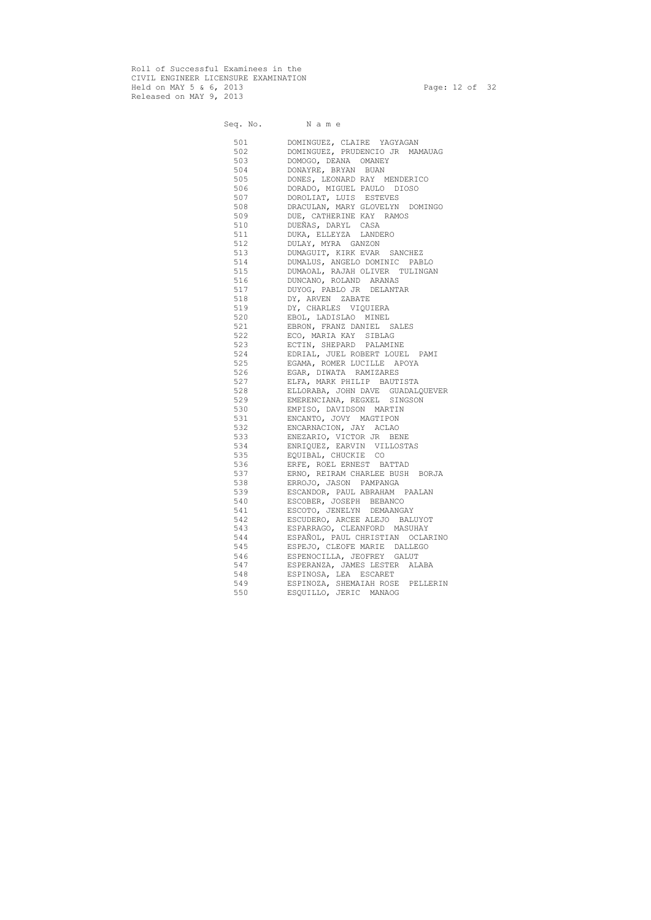Roll of Successful Examinees in the
CIVIL ENGINEER LICENSURE EXAMINATION
Held on MAY 5 & 6, 2013
Released on MAY 9, 2013

| Seq. No. | Name |
|---|---|
| 501 | DOMINGUEZ, CLAIRE YAGYAGAN |
| 502 | DOMINGUEZ, PRUDENCIO JR MAMAUAG |
| 503 | DOMOGO, DEANA OMANEY |
| 504 | DONAYRE, BRYAN BUAN |
| 505 | DONES, LEONARD RAY MENDERICO |
| 506 | DORADO, MIGUEL PAULO DIOSO |
| 507 | DOROLIAT, LUIS ESTEVES |
| 508 | DRACULAN, MARY GLOVELYN DOMINGO |
| 509 | DUE, CATHERINE KAY RAMOS |
| 510 | DUEÑAS, DARYL CASA |
| 511 | DUKA, ELLEYZA LANDERO |
| 512 | DULAY, MYRA GANZON |
| 513 | DUMAGUIT, KIRK EVAR SANCHEZ |
| 514 | DUMALUS, ANGELO DOMINIC PABLO |
| 515 | DUMAOAL, RAJAH OLIVER TULINGAN |
| 516 | DUNCANO, ROLAND ARANAS |
| 517 | DUYOG, PABLO JR DELANTAR |
| 518 | DY, ARVEN ZABATE |
| 519 | DY, CHARLES VIQUIERA |
| 520 | EBOL, LADISLAO MINEL |
| 521 | EBRON, FRANZ DANIEL SALES |
| 522 | ECO, MARIA KAY SIBLAG |
| 523 | ECTIN, SHEPARD PALAMINE |
| 524 | EDRIAL, JUEL ROBERT LOUEL PAMI |
| 525 | EGAMA, ROMER LUCILLE APOYA |
| 526 | EGAR, DIWATA RAMIZARES |
| 527 | ELFA, MARK PHILIP BAUTISTA |
| 528 | ELLORABA, JOHN DAVE GUADALQUEVER |
| 529 | EMERENCIANA, REGXEL SINGSON |
| 530 | EMPISO, DAVIDSON MARTIN |
| 531 | ENCANTO, JOVY MAGTIPON |
| 532 | ENCARNACION, JAY ACLAO |
| 533 | ENEZARIO, VICTOR JR BENE |
| 534 | ENRIQUEZ, EARVIN VILLOSTAS |
| 535 | EQUIBAL, CHUCKIE CO |
| 536 | ERFE, ROEL ERNEST BATTAD |
| 537 | ERNO, REIRAM CHARLEE BUSH BORJA |
| 538 | ERROJO, JASON PAMPANGA |
| 539 | ESCANDOR, PAUL ABRAHAM PAALAN |
| 540 | ESCOBER, JOSEPH BEBANCO |
| 541 | ESCOTO, JENELYN DEMAANGAY |
| 542 | ESCUDERO, ARCEE ALEJO BALUYOT |
| 543 | ESPARRAGO, CLEANFORD MASUHAY |
| 544 | ESPAÑOL, PAUL CHRISTIAN OCLARINO |
| 545 | ESPEJO, CLEOFE MARIE DALLEGO |
| 546 | ESPENOCILLA, JEOFREY GALUT |
| 547 | ESPERANZA, JAMES LESTER ALABA |
| 548 | ESPINOSA, LEA ESCARET |
| 549 | ESPINOZA, SHEMAIAH ROSE PELLERIN |
| 550 | ESQUILLO, JERIC MANAOG |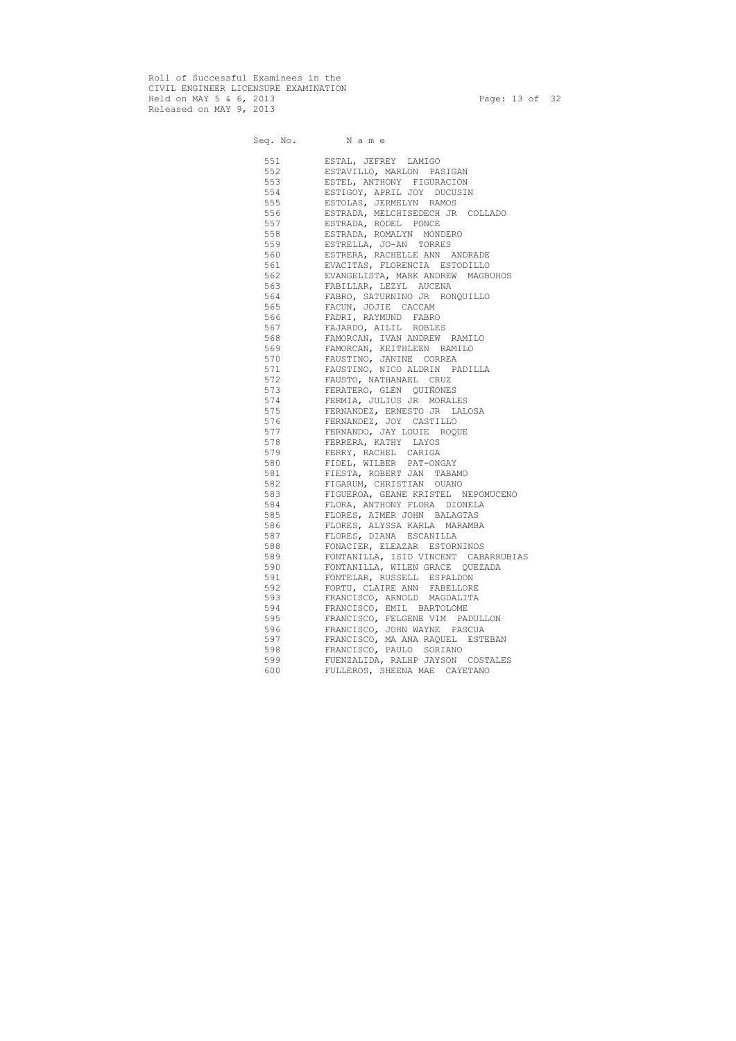Roll of Successful Examinees in the
CIVIL ENGINEER LICENSURE EXAMINATION
Held on MAY 5 & 6, 2013
Released on MAY 9, 2013

| Seq. No. | N a m e |
|---|---|
| 551 | ESTAL, JEFREY LAMIGO |
| 552 | ESTAVILLO, MARLON PASIGAN |
| 553 | ESTEL, ANTHONY FIGURACION |
| 554 | ESTIGOY, APRIL JOY DUCUSIN |
| 555 | ESTOLAS, JERMELYN RAMOS |
| 556 | ESTRADA, MELCHISEDECH JR COLLADO |
| 557 | ESTRADA, RODEL PONCE |
| 558 | ESTRADA, ROMALYN MONDERO |
| 559 | ESTRELLA, JO-AN TORRES |
| 560 | ESTRERA, RACHELLE ANN ANDRADE |
| 561 | EVACITAS, FLORENCIA ESTODILLO |
| 562 | EVANGELISTA, MARK ANDREW MAGBUHOS |
| 563 | FABILLAR, LEZYL AUCENA |
| 564 | FABRO, SATURNINO JR RONQUILLO |
| 565 | FACUN, JOJIE CACCAM |
| 566 | FADRI, RAYMUND FABRO |
| 567 | FAJARDO, AILIL ROBLES |
| 568 | FAMORCAN, IVAN ANDREW RAMILO |
| 569 | FAMORCAN, KEITHLEEN RAMILO |
| 570 | FAUSTINO, JANINE CORREA |
| 571 | FAUSTINO, NICO ALDRIN PADILLA |
| 572 | FAUSTO, NATHANAEL CRUZ |
| 573 | FERATERO, GLEN QUIÑONES |
| 574 | FERMIA, JULIUS JR MORALES |
| 575 | FERNANDEZ, ERNESTO JR LALOSA |
| 576 | FERNANDEZ, JOY CASTILLO |
| 577 | FERNANDO, JAY LOUIE ROQUE |
| 578 | FERRERA, KATHY LAYOS |
| 579 | FERRY, RACHEL CARIGA |
| 580 | FIDEL, WILBER PAT-ONGAY |
| 581 | FIESTA, ROBERT JAN TABAMO |
| 582 | FIGARUM, CHRISTIAN OUANO |
| 583 | FIGUEROA, GEANE KRISTEL NEPOMUCENO |
| 584 | FLORA, ANTHONY FLORA DIONELA |
| 585 | FLORES, AIMER JOHN BALAGTAS |
| 586 | FLORES, ALYSSA KARLA MARAMBA |
| 587 | FLORES, DIANA ESCANILLA |
| 588 | FONACIER, ELEAZAR ESTORNINOS |
| 589 | FONTANILLA, ISID VINCENT CABARRUBIAS |
| 590 | FONTANILLA, WILEN GRACE QUEZADA |
| 591 | FONTELAR, RUSSELL ESPALDON |
| 592 | FORTU, CLAIRE ANN FABELLORE |
| 593 | FRANCISCO, ARNOLD MAGDALITA |
| 594 | FRANCISCO, EMIL BARTOLOME |
| 595 | FRANCISCO, FELGENE VIM PADULLON |
| 596 | FRANCISCO, JOHN WAYNE PASCUA |
| 597 | FRANCISCO, MA ANA RAQUEL ESTEBAN |
| 598 | FRANCISCO, PAULO SORIANO |
| 599 | FUENZALIDA, RALHP JAYSON COSTALES |
| 600 | FULLEROS, SHEENA MAE CAYETANO |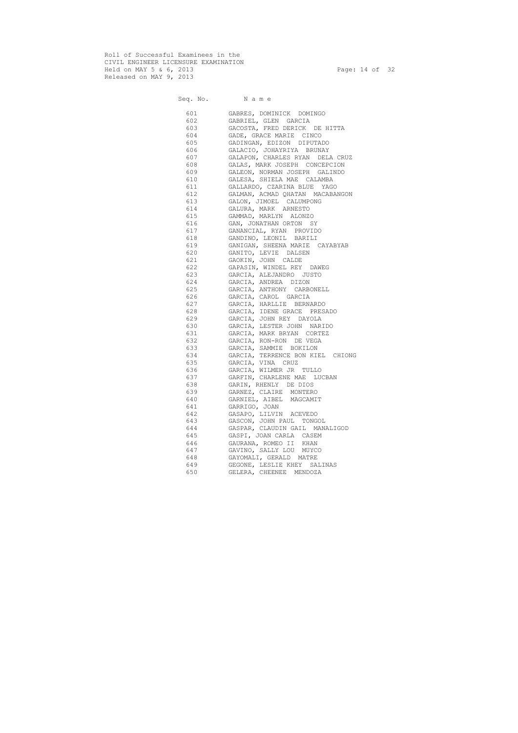Roll of Successful Examinees in the
CIVIL ENGINEER LICENSURE EXAMINATION
Held on MAY 5 & 6, 2013
Released on MAY 9, 2013

| Seq. No. | N a m e |
|---|---|
| 601 | GABRES, DOMINICK DOMINGO |
| 602 | GABRIEL, GLEN GARCIA |
| 603 | GACOSTA, FRED DERICK DE HITTA |
| 604 | GADE, GRACE MARIE CINCO |
| 605 | GADINGAN, EDIZON DIPUTADO |
| 606 | GALACIO, JOHAYRIYA BRUNAY |
| 607 | GALAPON, CHARLES RYAN DELA CRUZ |
| 608 | GALAS, MARK JOSEPH CONCEPCION |
| 609 | GALEON, NORMAN JOSEPH GALINDO |
| 610 | GALESA, SHIELA MAE CALAMBA |
| 611 | GALLARDO, CZARINA BLUE YAGO |
| 612 | GALMAN, ACMAD QHATAN MACABANGON |
| 613 | GALON, JIMOEL CALUMPONG |
| 614 | GALURA, MARK ARNESTO |
| 615 | GAMMAD, MARLYN ALONZO |
| 616 | GAN, JONATHAN ORTON SY |
| 617 | GANANCIAL, RYAN PROVIDO |
| 618 | GANDINO, LEONIL BARILI |
| 619 | GANIGAN, SHEENA MARIE CAYABYAB |
| 620 | GANITO, LEVIE DALSEN |
| 621 | GAOKIN, JOHN CALDE |
| 622 | GAPASIN, WINDEL REY DAWEG |
| 623 | GARCIA, ALEJANDRO JUSTO |
| 624 | GARCIA, ANDREA DIZON |
| 625 | GARCIA, ANTHONY CARBONELL |
| 626 | GARCIA, CAROL GARCIA |
| 627 | GARCIA, HARLLIE BERNARDO |
| 628 | GARCIA, IDENE GRACE PRESADO |
| 629 | GARCIA, JOHN REY DAYOLA |
| 630 | GARCIA, LESTER JOHN NARIDO |
| 631 | GARCIA, MARK BRYAN CORTEZ |
| 632 | GARCIA, RON-RON DE VEGA |
| 633 | GARCIA, SAMMIE BOKILON |
| 634 | GARCIA, TERRENCE BON KIEL CHIONG |
| 635 | GARCIA, VINA CRUZ |
| 636 | GARCIA, WILMER JR TULLO |
| 637 | GARFIN, CHARLENE MAE LUCBAN |
| 638 | GARIN, RHENLY DE DIOS |
| 639 | GARNEZ, CLAIRE MONTERO |
| 640 | GARNIEL, AIBEL MAGCAMIT |
| 641 | GARRIGO, JOAN |
| 642 | GASAPO, LILVIN ACEVEDO |
| 643 | GASCON, JOHN PAUL TONGOL |
| 644 | GASPAR, CLAUDIN GAIL MANALIGOD |
| 645 | GASPI, JOAN CARLA CASEM |
| 646 | GAURANA, ROMEO II KHAN |
| 647 | GAVINO, SALLY LOU MUYCO |
| 648 | GAYOMALI, GERALD MATRE |
| 649 | GEGONE, LESLIE KHEY SALINAS |
| 650 | GELERA, CHEENEE MENDOZA |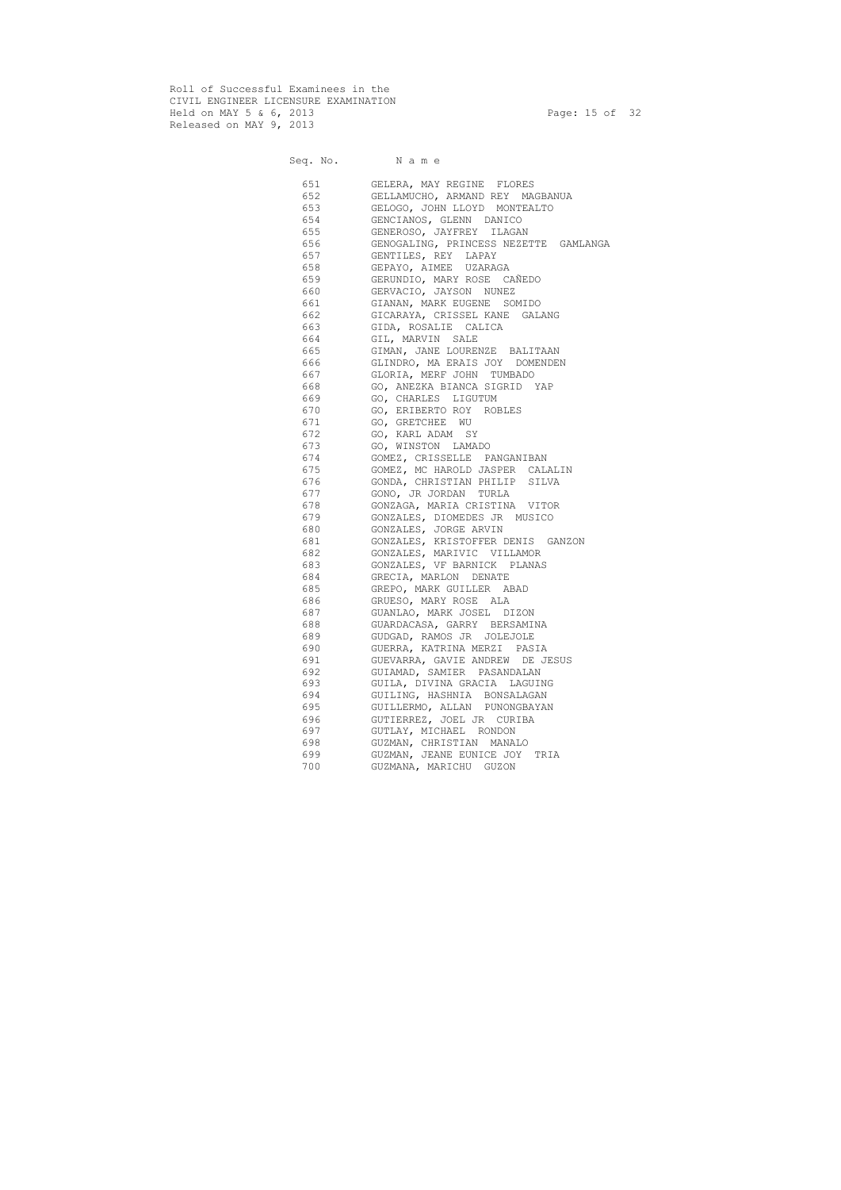Roll of Successful Examinees in the
CIVIL ENGINEER LICENSURE EXAMINATION
Held on MAY 5 & 6, 2013
Released on MAY 9, 2013

| Seq. No. | N a m e |
|---|---|
| 651 | GELERA, MAY REGINE FLORES |
| 652 | GELLAMUCHO, ARMAND REY MAGBANUA |
| 653 | GELOGO, JOHN LLOYD MONTEALTO |
| 654 | GENCIANOS, GLENN DANICO |
| 655 | GENEROSO, JAYFREY ILAGAN |
| 656 | GENOGALING, PRINCESS NEZETTE GAMLANGA |
| 657 | GENTILES, REY LAPAY |
| 658 | GEPAYO, AIMEE UZARAGA |
| 659 | GERUNDIO, MARY ROSE CAÑEDO |
| 660 | GERVACIO, JAYSON NUNEZ |
| 661 | GIANAN, MARK EUGENE SOMIDO |
| 662 | GICARAYA, CRISSEL KANE GALANG |
| 663 | GIDA, ROSALIE CALICA |
| 664 | GIL, MARVIN SALE |
| 665 | GIMAN, JANE LOURENZE BALITAAN |
| 666 | GLINDRO, MA ERAIS JOY DOMENDEN |
| 667 | GLORIA, MERF JOHN TUMBADO |
| 668 | GO, ANEZKA BIANCA SIGRID YAP |
| 669 | GO, CHARLES LIGUTUM |
| 670 | GO, ERIBERTO ROY ROBLES |
| 671 | GO, GRETCHEE WU |
| 672 | GO, KARL ADAM SY |
| 673 | GO, WINSTON LAMADO |
| 674 | GOMEZ, CRISSELLE PANGANIBAN |
| 675 | GOMEZ, MC HAROLD JASPER CALALIN |
| 676 | GONDA, CHRISTIAN PHILIP SILVA |
| 677 | GONO, JR JORDAN TURLA |
| 678 | GONZAGA, MARIA CRISTINA VITOR |
| 679 | GONZALES, DIOMEDES JR MUSICO |
| 680 | GONZALES, JORGE ARVIN |
| 681 | GONZALES, KRISTOFFER DENIS GANZON |
| 682 | GONZALES, MARIVIC VILLAMOR |
| 683 | GONZALES, VF BARNICK PLANAS |
| 684 | GRECIA, MARLON DENATE |
| 685 | GREPO, MARK GUILLER ABAD |
| 686 | GRUESO, MARY ROSE ALA |
| 687 | GUANLAO, MARK JOSEL DIZON |
| 688 | GUARDACASA, GARRY BERSAMINA |
| 689 | GUDGAD, RAMOS JR JOLEJOLE |
| 690 | GUERRA, KATRINA MERZI PASIA |
| 691 | GUEVARRA, GAVIE ANDREW DE JESUS |
| 692 | GUIAMAD, SAMIER PASANDALAN |
| 693 | GUILA, DIVINA GRACIA LAGUING |
| 694 | GUILING, HASHNIA BONSALAGAN |
| 695 | GUILLERMO, ALLAN PUNONGBAYAN |
| 696 | GUTIERREZ, JOEL JR CURIBA |
| 697 | GUTLAY, MICHAEL RONDON |
| 698 | GUZMAN, CHRISTIAN MANALO |
| 699 | GUZMAN, JEANE EUNICE JOY TRIA |
| 700 | GUZMANA, MARICHU GUZON |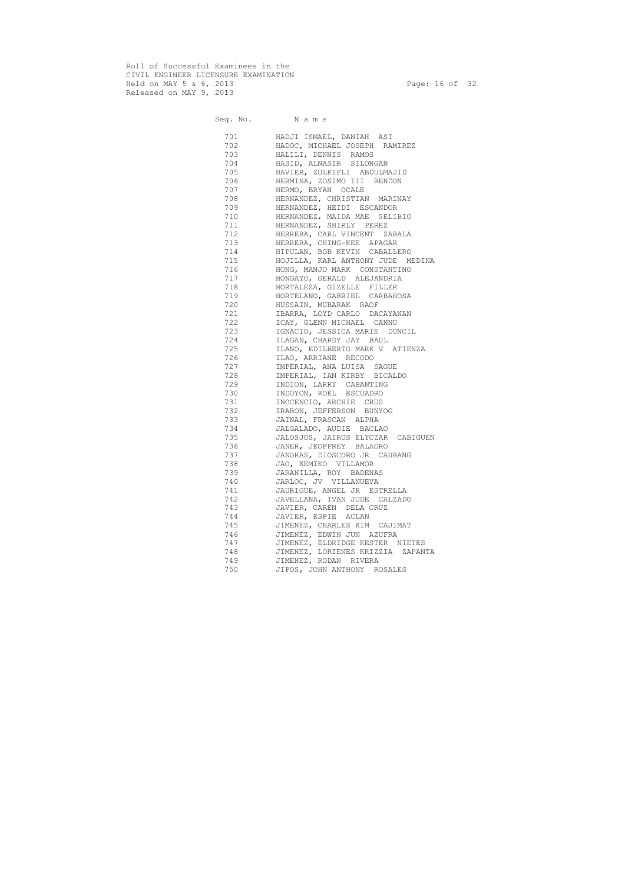Roll of Successful Examinees in the
CIVIL ENGINEER LICENSURE EXAMINATION
Held on MAY 5 & 6, 2013
Released on MAY 9, 2013

| Seq. No. | Name |
|---|---|
| 701 | HADJI ISMAEL, DANIAH ASI |
| 702 | HADOC, MICHAEL JOSEPH RAMIREZ |
| 703 | HALILI, DENNIS RAMOS |
| 704 | HASID, ALNASIR SILONGAN |
| 705 | HAVIER, ZULKIFLI ABDULMAJID |
| 706 | HERMINA, ZOSIMO III RENDON |
| 707 | HERMO, BRYAN OCALE |
| 708 | HERNANDEZ, CHRISTIAN MARINAY |
| 709 | HERNANDEZ, HEIDI ESCANDOR |
| 710 | HERNANDEZ, MAIDA MAE SELIBIO |
| 711 | HERNANDEZ, SHIRLY PEREZ |
| 712 | HERRERA, CARL VINCENT ZABALA |
| 713 | HERRERA, CHING-KEE APAGAR |
| 714 | HIPULAN, BOB KEVIN CABALLERO |
| 715 | HOJILLA, KARL ANTHONY JUDE MEDINA |
| 716 | HONG, MANJO MARK CONSTANTINO |
| 717 | HONGAYO, GERALD ALEJANDRIA |
| 718 | HORTALEZA, GIZELLE FILLER |
| 719 | HORTELANO, GABRIEL CARBAHOSA |
| 720 | HUSSAIN, MUBARAK RAOF |
| 721 | IBARRA, LOYD CARLO DACAYANAN |
| 722 | ICAY, GLENN MICHAEL CANNU |
| 723 | IGNACIO, JESSICA MARIE DUNCIL |
| 724 | ILAGAN, CHARDY JAY BAUL |
| 725 | ILANO, EDILBERTO MARK V ATIENZA |
| 726 | ILAO, ARRIANE RECODO |
| 727 | IMPERIAL, ANA LUISA SAGUE |
| 728 | IMPERIAL, IAN KIRBY BICALDO |
| 729 | INDION, LARRY CABANTING |
| 730 | INDOYON, ROEL ESCUADRO |
| 731 | INOCENCIO, ARCHIE CRUZ |
| 732 | IRABON, JEFFERSON BUNYOG |
| 733 | JAINAL, FRASCAN ALPHA |
| 734 | JALGALADO, AUDIE BACLAO |
| 735 | JALOSJOS, JAIRUS ELYCZAR CABIGUEN |
| 736 | JANER, JEOFFREY BALAORO |
| 737 | JANORAS, DIOSCORO JR CAUBANG |
| 738 | JAO, KEMIKO VILLAMOR |
| 739 | JARANILLA, ROY BADENAS |
| 740 | JARLOC, JV VILLANUEVA |
| 741 | JAURIGUE, ANGEL JR ESTRELLA |
| 742 | JAVELLANA, IVAN JUDE CALZADO |
| 743 | JAVIER, CAREN DELA CRUZ |
| 744 | JAVIER, ESPIE ACLAN |
| 745 | JIMENEZ, CHARLES KIM CAJIMAT |
| 746 | JIMENEZ, EDWIN JUN AZUFRA |
| 747 | JIMENEZ, ELDRIDGE KESTER NIETES |
| 748 | JIMENEZ, LORIENES KRIZZIA ZAPANTA |
| 749 | JIMENEZ, RODAN RIVERA |
| 750 | JIPOS, JOHN ANTHONY ROSALES |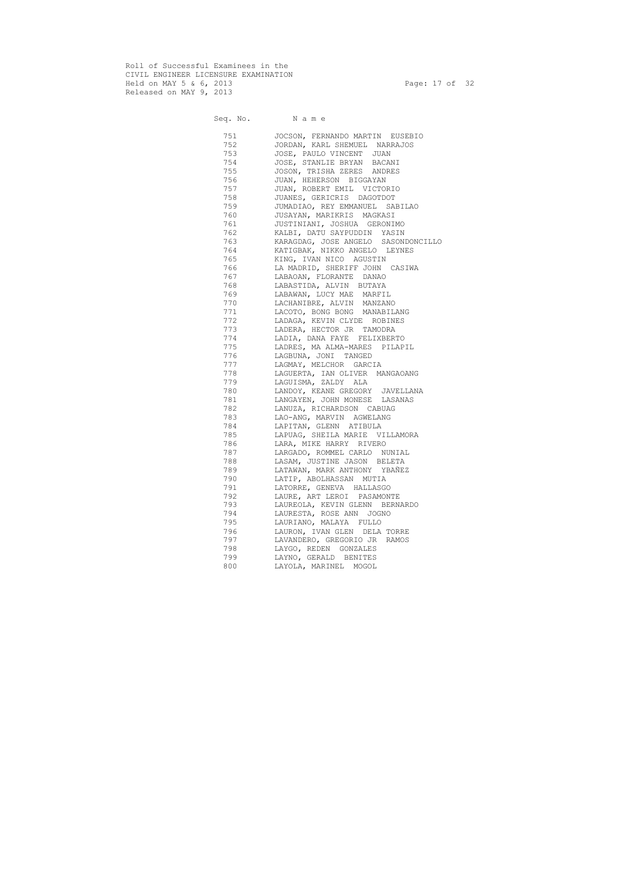| Seq. No. | N a m e |
| --- | --- |
| 751 | JOCSON, FERNANDO MARTIN EUSEBIO |
| 752 | JORDAN, KARL SHEMUEL NARRAJOS |
| 753 | JOSE, PAULO VINCENT JUAN |
| 754 | JOSE, STANLIE BRYAN BACANI |
| 755 | JOSON, TRISHA ZERES ANDRES |
| 756 | JUAN, HEHERSON BIGGAYAN |
| 757 | JUAN, ROBERT EMIL VICTORIO |
| 758 | JUANES, GERICRIS DAGOTDOT |
| 759 | JUMADIAO, REY EMMANUEL SABILAO |
| 760 | JUSAYAN, MARIKRIS MAGKASI |
| 761 | JUSTINIANI, JOSHUA GERONIMO |
| 762 | KALBI, DATU SAYPUDDIN YASIN |
| 763 | KARAGDAG, JOSE ANGELO SASONDONCILLO |
| 764 | KATIGBAK, NIKKO ANGELO LEYNES |
| 765 | KING, IVAN NICO AGUSTIN |
| 766 | LA MADRID, SHERIFF JOHN CASIWA |
| 767 | LABAOAN, FLORANTE DANAO |
| 768 | LABASTIDA, ALVIN BUTAYA |
| 769 | LABAWAN, LUCY MAE MARFIL |
| 770 | LACHANIBRE, ALVIN MANZANO |
| 771 | LACOTO, BONG BONG MANABILANG |
| 772 | LADAGA, KEVIN CLYDE ROBINES |
| 773 | LADERA, HECTOR JR TAMODRA |
| 774 | LADIA, DANA FAYE FELIXBERTO |
| 775 | LADRES, MA ALMA-MARES PILAPIL |
| 776 | LAGBUNA, JONI TANGED |
| 777 | LAGMAY, MELCHOR GARCIA |
| 778 | LAGUERTA, IAN OLIVER MANGAOANG |
| 779 | LAGUISMA, ZALDY ALA |
| 780 | LANDOY, KEANE GREGORY JAVELLANA |
| 781 | LANGAYEN, JOHN MONESE LASANAS |
| 782 | LANUZA, RICHARDSON CABUAG |
| 783 | LAO-ANG, MARVIN AGWELANG |
| 784 | LAPITAN, GLENN ATIBULA |
| 785 | LAPUAG, SHEILA MARIE VILLAMORA |
| 786 | LARA, MIKE HARRY RIVERO |
| 787 | LARGADO, ROMMEL CARLO NUNIAL |
| 788 | LASAM, JUSTINE JASON BELETA |
| 789 | LATAWAN, MARK ANTHONY YBAÑEZ |
| 790 | LATIP, ABOLHASSAN MUTIA |
| 791 | LATORRE, GENEVA HALLASGO |
| 792 | LAURE, ART LEROI PASAMONTE |
| 793 | LAUREOLA, KEVIN GLENN BERNARDO |
| 794 | LAURESTA, ROSE ANN JOGNO |
| 795 | LAURIANO, MALAYA FULLO |
| 796 | LAURON, IVAN GLEN DELA TORRE |
| 797 | LAVANDERO, GREGORIO JR RAMOS |
| 798 | LAYGO, REDEN GONZALES |
| 799 | LAYNO, GERALD BENITES |
| 800 | LAYOLA, MARINEL MOGOL |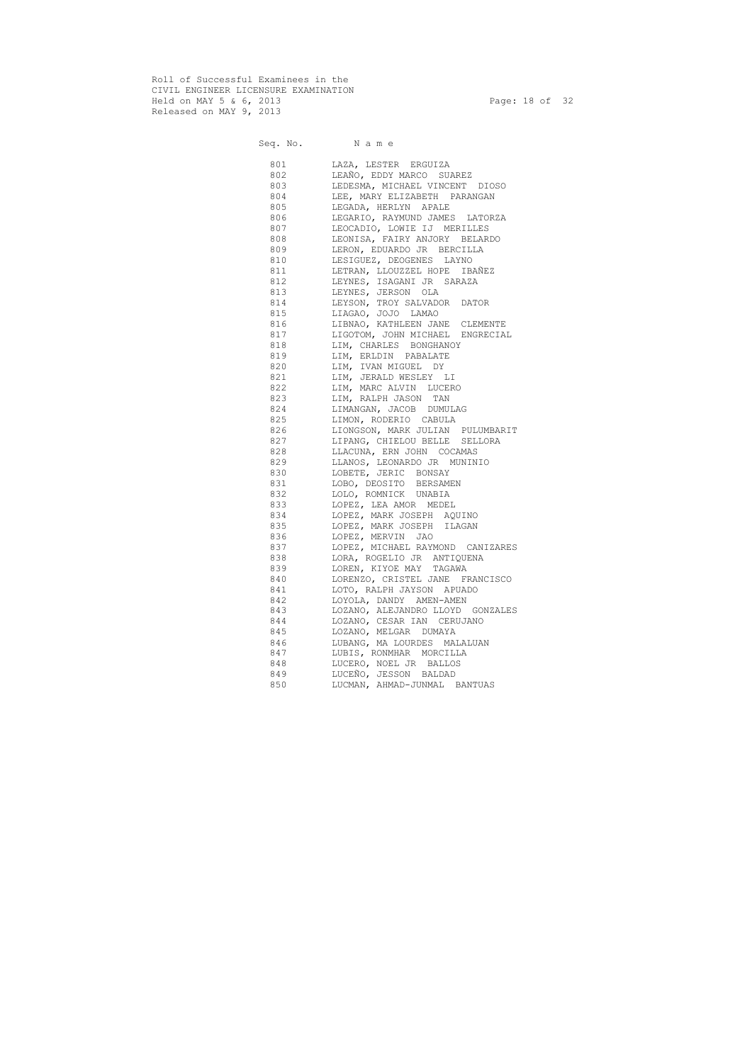Roll of Successful Examinees in the
CIVIL ENGINEER LICENSURE EXAMINATION
Held on MAY 5 & 6, 2013
Released on MAY 9, 2013

| Seq. No. | N a m e |
|---|---|
| 801 | LAZA, LESTER ERGUIZA |
| 802 | LEAÑO, EDDY MARCO SUAREZ |
| 803 | LEDESMA, MICHAEL VINCENT DIOSO |
| 804 | LEE, MARY ELIZABETH PARANGAN |
| 805 | LEGADA, HERLYN APALE |
| 806 | LEGARIO, RAYMUND JAMES LATORZA |
| 807 | LEOCADIO, LOWIE IJ MERILLES |
| 808 | LEONISA, FAIRY ANJORY BELARDO |
| 809 | LERON, EDUARDO JR BERCILLA |
| 810 | LESIGUEZ, DEOGENES LAYNO |
| 811 | LETRAN, LLOUZZEL HOPE IBAÑEZ |
| 812 | LEYNES, ISAGANI JR SARAZA |
| 813 | LEYNES, JERSON OLA |
| 814 | LEYSON, TROY SALVADOR DATOR |
| 815 | LIAGAO, JOJO LAMAO |
| 816 | LIBNAO, KATHLEEN JANE CLEMENTE |
| 817 | LIGOTOM, JOHN MICHAEL ENGRECIAL |
| 818 | LIM, CHARLES BONGHANOY |
| 819 | LIM, ERLDIN PABALATE |
| 820 | LIM, IVAN MIGUEL DY |
| 821 | LIM, JERALD WESLEY LI |
| 822 | LIM, MARC ALVIN LUCERO |
| 823 | LIM, RALPH JASON TAN |
| 824 | LIMANGAN, JACOB DUMULAG |
| 825 | LIMON, RODERIO CABULA |
| 826 | LIONGSON, MARK JULIAN PULUMBARIT |
| 827 | LIPANG, CHIELOU BELLE SELLORA |
| 828 | LLACUNA, ERN JOHN COCAMAS |
| 829 | LLANOS, LEONARDO JR MUNINIO |
| 830 | LOBETE, JERIC BONSAY |
| 831 | LOBO, DEOSITO BERSAMEN |
| 832 | LOLO, ROMNICK UNABIA |
| 833 | LOPEZ, LEA AMOR MEDEL |
| 834 | LOPEZ, MARK JOSEPH AQUINO |
| 835 | LOPEZ, MARK JOSEPH ILAGAN |
| 836 | LOPEZ, MERVIN JAO |
| 837 | LOPEZ, MICHAEL RAYMOND CANIZARES |
| 838 | LORA, ROGELIO JR ANTIQUENA |
| 839 | LOREN, KIYOE MAY TAGAWA |
| 840 | LORENZO, CRISTEL JANE FRANCISCO |
| 841 | LOTO, RALPH JAYSON APUADO |
| 842 | LOYOLA, DANDY AMEN-AMEN |
| 843 | LOZANO, ALEJANDRO LLOYD GONZALES |
| 844 | LOZANO, CESAR IAN CERUJANO |
| 845 | LOZANO, MELGAR DUMAYA |
| 846 | LUBANG, MA LOURDES MALALUAN |
| 847 | LUBIS, RONMHAR MORCILLA |
| 848 | LUCERO, NOEL JR BALLOS |
| 849 | LUCEÑO, JESSON BALDAD |
| 850 | LUCMAN, AHMAD-JUNMAL BANTUAS |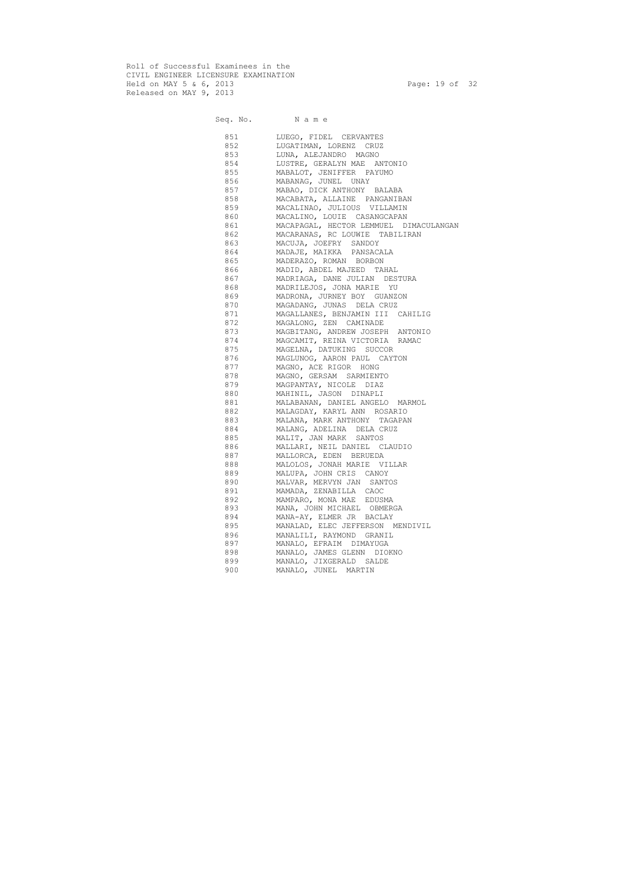Roll of Successful Examinees in the
CIVIL ENGINEER LICENSURE EXAMINATION
Held on MAY 5 & 6, 2013
Released on MAY 9, 2013

| Seq. No. | N a m e |
|---|---|
| 851 | LUEGO, FIDEL CERVANTES |
| 852 | LUGATIMAN, LORENZ CRUZ |
| 853 | LUNA, ALEJANDRO MAGNO |
| 854 | LUSTRE, GERALYN MAE ANTONIO |
| 855 | MABALOT, JENIFFER PAYUMO |
| 856 | MABANAG, JUNEL UNAY |
| 857 | MABAO, DICK ANTHONY BALABA |
| 858 | MACABATA, ALLAINE PANGANIBAN |
| 859 | MACALINAO, JULIOUS VILLAMIN |
| 860 | MACALINO, LOUIE CASANGCAPAN |
| 861 | MACAPAGAL, HECTOR LEMMUEL DIMACULANGAN |
| 862 | MACARANAS, RC LOUWIE TABILIRAN |
| 863 | MACUJA, JOEFRY SANDOY |
| 864 | MADAJE, MAIKKA PANSACALA |
| 865 | MADERAZO, ROMAN BORBON |
| 866 | MADID, ABDEL MAJEED TAHAL |
| 867 | MADRIAGA, DANE JULIAN DESTURA |
| 868 | MADRILEJOS, JONA MARIE YU |
| 869 | MADRONA, JURNEY BOY GUANZON |
| 870 | MAGADANG, JUNAS DELA CRUZ |
| 871 | MAGALLANES, BENJAMIN III CAHILIG |
| 872 | MAGALONG, ZEN CAMINADE |
| 873 | MAGBITANG, ANDREW JOSEPH ANTONIO |
| 874 | MAGCAMIT, REINA VICTORIA RAMAC |
| 875 | MAGELNA, DATUKING SUCCOR |
| 876 | MAGLUNOG, AARON PAUL CAYTON |
| 877 | MAGNO, ACE RIGOR HONG |
| 878 | MAGNO, GERSAM SARMIENTO |
| 879 | MAGPANTAY, NICOLE DIAZ |
| 880 | MAHINIL, JASON DINAPLI |
| 881 | MALABANAN, DANIEL ANGELO MARMOL |
| 882 | MALAGDAY, KARYL ANN ROSARIO |
| 883 | MALANA, MARK ANTHONY TAGAPAN |
| 884 | MALANG, ADELINA DELA CRUZ |
| 885 | MALIT, JAN MARK SANTOS |
| 886 | MALLARI, NEIL DANIEL CLAUDIO |
| 887 | MALLORCA, EDEN BERUEDA |
| 888 | MALOLOS, JONAH MARIE VILLAR |
| 889 | MALUPA, JOHN CRIS CANOY |
| 890 | MALVAR, MERVYN JAN SANTOS |
| 891 | MAMADA, ZENABILLA CAOC |
| 892 | MAMPARO, MONA MAE EDUSMA |
| 893 | MANA, JOHN MICHAEL OBMERGA |
| 894 | MANA-AY, ELMER JR BACLAY |
| 895 | MANALAD, ELEC JEFFERSON MENDIVIL |
| 896 | MANALILI, RAYMOND GRANIL |
| 897 | MANALO, EFRAIM DIMAYUGA |
| 898 | MANALO, JAMES GLENN DIOKNO |
| 899 | MANALO, JIXGERALD SALDE |
| 900 | MANALO, JUNEL MARTIN |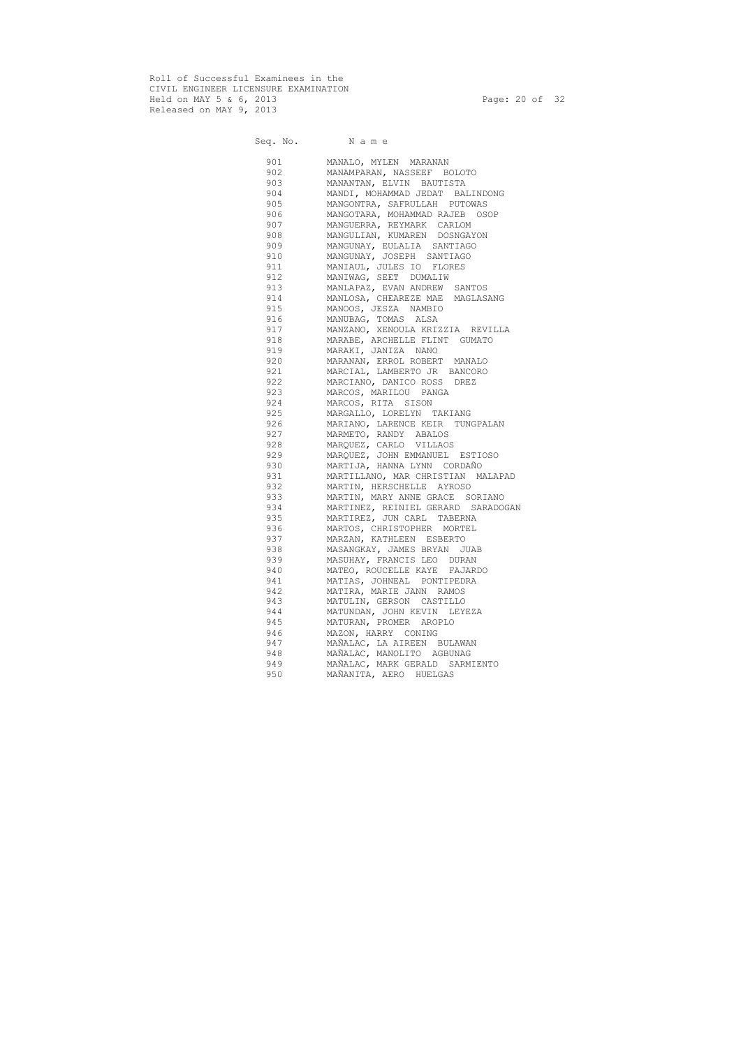Roll of Successful Examinees in the
CIVIL ENGINEER LICENSURE EXAMINATION
Held on MAY 5 & 6, 2013
Released on MAY 9, 2013

| Seq. No. | N a m e |
|---|---|
| 901 | MANALO, MYLEN MARANAN |
| 902 | MANAMPARAN, NASSEEF BOLOTO |
| 903 | MANANTAN, ELVIN BAUTISTA |
| 904 | MANDI, MOHAMMAD JEDAT BALINDONG |
| 905 | MANGONTRA, SAFRULLAH PUTOWAS |
| 906 | MANGOTARA, MOHAMMAD RAJEB OSOP |
| 907 | MANGUERRA, REYMARK CARLOM |
| 908 | MANGULIAN, KUMAREN DOSNGAYON |
| 909 | MANGUNAY, EULALIA SANTIAGO |
| 910 | MANGUNAY, JOSEPH SANTIAGO |
| 911 | MANIAUL, JULES IO FLORES |
| 912 | MANIWAG, SEET DUMALIW |
| 913 | MANLAPAZ, EVAN ANDREW SANTOS |
| 914 | MANLOSA, CHEAREZE MAE MAGLASANG |
| 915 | MANOOS, JESZA NAMBIO |
| 916 | MANUBAG, TOMAS ALSA |
| 917 | MANZANO, XENOULA KRIZZIA REVILLA |
| 918 | MARABE, ARCHELLE FLINT GUMATO |
| 919 | MARAKI, JANIZA NANO |
| 920 | MARANAN, ERROL ROBERT MANALO |
| 921 | MARCIAL, LAMBERTO JR BANCORO |
| 922 | MARCIANO, DANICO ROSS DREZ |
| 923 | MARCOS, MARILOU PANGA |
| 924 | MARCOS, RITA SISON |
| 925 | MARGALLO, LORELYN TAKIANG |
| 926 | MARIANO, LARENCE KEIR TUNGPALAN |
| 927 | MARMETO, RANDY ABALOS |
| 928 | MARQUEZ, CARLO VILLAOS |
| 929 | MARQUEZ, JOHN EMMANUEL ESTIOSO |
| 930 | MARTIJA, HANNA LYNN CORDAÑO |
| 931 | MARTILLANO, MAR CHRISTIAN MALAPAD |
| 932 | MARTIN, HERSCHELLE AYROSO |
| 933 | MARTIN, MARY ANNE GRACE SORIANO |
| 934 | MARTINEZ, REINIEL GERARD SARADOGAN |
| 935 | MARTIREZ, JUN CARL TABERNA |
| 936 | MARTOS, CHRISTOPHER MORTEL |
| 937 | MARZAN, KATHLEEN ESBERTO |
| 938 | MASANGKAY, JAMES BRYAN JUAB |
| 939 | MASUHAY, FRANCIS LEO DURAN |
| 940 | MATEO, ROUCELLE KAYE FAJARDO |
| 941 | MATIAS, JOHNEAL PONTIPEDRA |
| 942 | MATIRA, MARIE JANN RAMOS |
| 943 | MATULIN, GERSON CASTILLO |
| 944 | MATUNDAN, JOHN KEVIN LEYEZA |
| 945 | MATURAN, PROMER AROPLO |
| 946 | MAZON, HARRY CONING |
| 947 | MAÑALAC, LA AIREEN BULAWAN |
| 948 | MAÑALAC, MANOLITO AGBUNAG |
| 949 | MAÑALAC, MARK GERALD SARMIENTO |
| 950 | MAÑANITA, AERO HUELGAS |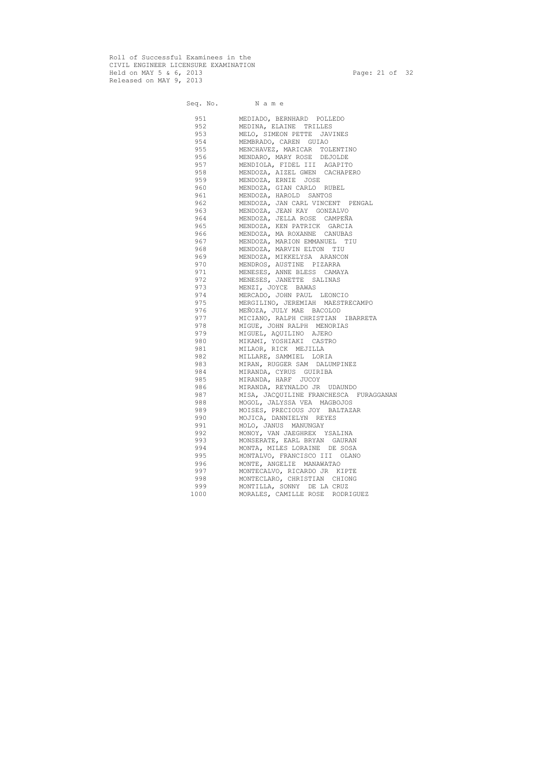Roll of Successful Examinees in the
CIVIL ENGINEER LICENSURE EXAMINATION
Held on MAY 5 & 6, 2013
Released on MAY 9, 2013

| Seq. No. | Name |
| --- | --- |
| 951 | MEDIADO, BERNHARD POLLEDO |
| 952 | MEDINA, ELAINE TRILLES |
| 953 | MELO, SIMEON PETTE JAVINES |
| 954 | MEMBRADO, CAREN GUIAO |
| 955 | MENCHAVEZ, MARICAR TOLENTINO |
| 956 | MENDARO, MARY ROSE DEJOLDE |
| 957 | MENDIOLA, FIDEL III AGAPITO |
| 958 | MENDOZA, AIZEL GWEN CACHAPERO |
| 959 | MENDOZA, ERNIE JOSE |
| 960 | MENDOZA, GIAN CARLO RUBEL |
| 961 | MENDOZA, HAROLD SANTOS |
| 962 | MENDOZA, JAN CARL VINCENT PENGAL |
| 963 | MENDOZA, JEAN KAY GONZALVO |
| 964 | MENDOZA, JELLA ROSE CAMPEÑA |
| 965 | MENDOZA, KEN PATRICK GARCIA |
| 966 | MENDOZA, MA ROXANNE CANUBAS |
| 967 | MENDOZA, MARION EMMANUEL TIU |
| 968 | MENDOZA, MARVIN ELTON TIU |
| 969 | MENDOZA, MIKKELYSA ARANCON |
| 970 | MENDROS, AUSTINE PIZARRA |
| 971 | MENESES, ANNE BLESS CAMAYA |
| 972 | MENESES, JANETTE SALINAS |
| 973 | MENZI, JOYCE BAWAS |
| 974 | MERCADO, JOHN PAUL LEONCIO |
| 975 | MERGILINO, JEREMIAH MAESTRECAMPO |
| 976 | MEÑOZA, JULY MAE BACOLOD |
| 977 | MICIANO, RALPH CHRISTIAN IBARRETA |
| 978 | MIGUE, JOHN RALPH MENORIAS |
| 979 | MIGUEL, AQUILINO AJERO |
| 980 | MIKAMI, YOSHIAKI CASTRO |
| 981 | MILAOR, RICK MEJILLA |
| 982 | MILLARE, SAMMIEL LORIA |
| 983 | MIRAN, RUGGER SAM DALUMPINEZ |
| 984 | MIRANDA, CYRUS GUIRIBA |
| 985 | MIRANDA, HARF JUCOY |
| 986 | MIRANDA, REYNALDO JR UDAUNDO |
| 987 | MISA, JACQUILINE FRANCHESCA FURAGGANAN |
| 988 | MOGOL, JALYSSA VEA MAGBOJOS |
| 989 | MOISES, PRECIOUS JOY BALTAZAR |
| 990 | MOJICA, DANNIELYN REYES |
| 991 | MOLO, JANUS MANUNGAY |
| 992 | MONOY, VAN JAEGHREX YSALINA |
| 993 | MONSERATE, EARL BRYAN GAURAN |
| 994 | MONTA, MILES LORAINE DE SOSA |
| 995 | MONTALVO, FRANCISCO III OLANO |
| 996 | MONTE, ANGELIE MANAWATAO |
| 997 | MONTECALVO, RICARDO JR KIPTE |
| 998 | MONTECLARO, CHRISTIAN CHIONG |
| 999 | MONTILLA, SONNY DE LA CRUZ |
| 1000 | MORALES, CAMILLE ROSE RODRIGUEZ |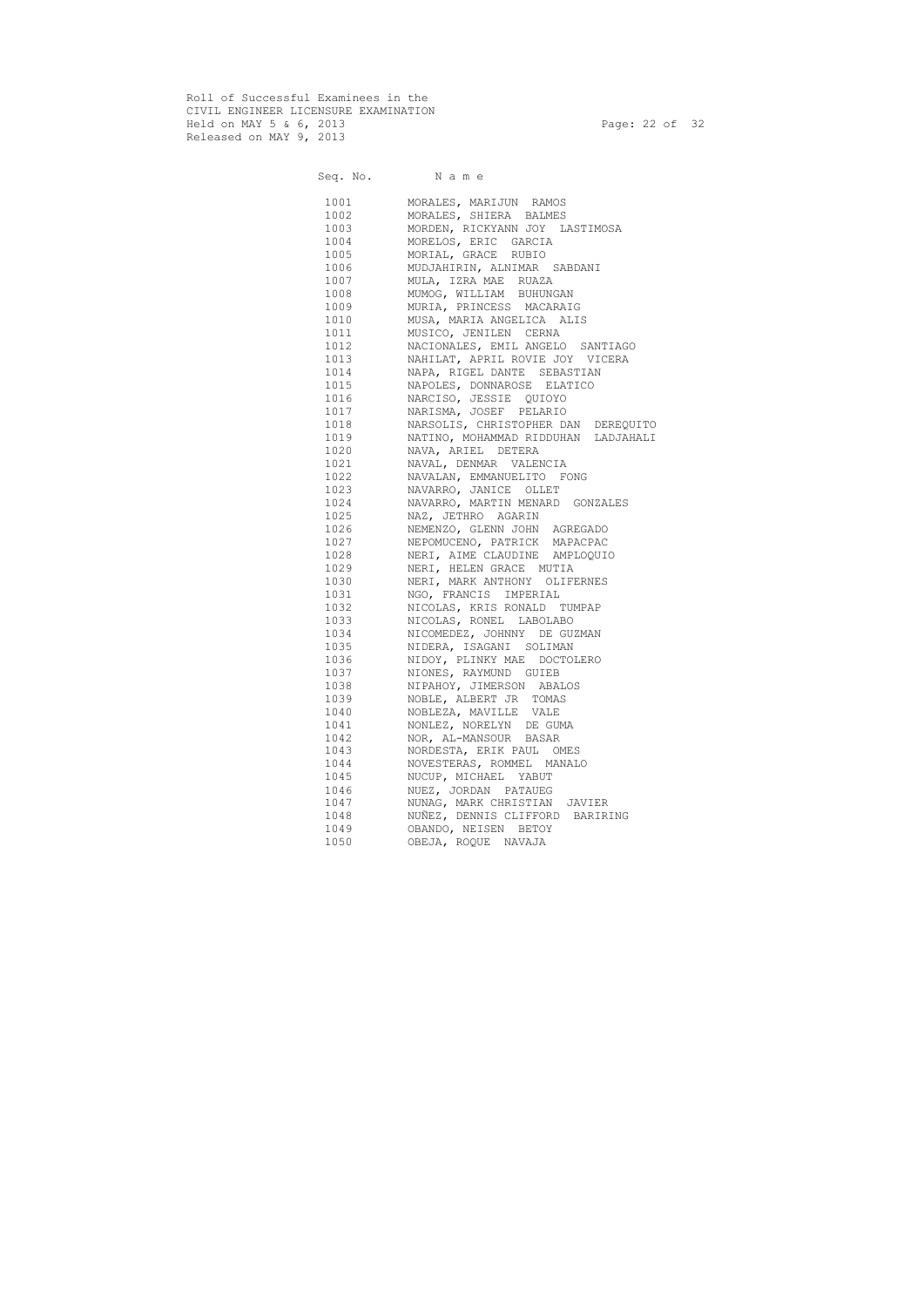Roll of Successful Examinees in the
CIVIL ENGINEER LICENSURE EXAMINATION
Held on MAY 5 & 6, 2013
Released on MAY 9, 2013

| Seq. No. | Name |
|---|---|
| 1001 | MORALES, MARIJUN RAMOS |
| 1002 | MORALES, SHIERA BALMES |
| 1003 | MORDEN, RICKYANN JOY LASTIMOSA |
| 1004 | MORELOS, ERIC GARCIA |
| 1005 | MORIAL, GRACE RUBIO |
| 1006 | MUDJAHIRIN, ALNIMAR SABDANI |
| 1007 | MULA, IZRA MAE RUAZA |
| 1008 | MUMOG, WILLIAM BUHUNGAN |
| 1009 | MURIA, PRINCESS MACARAIG |
| 1010 | MUSA, MARIA ANGELICA ALIS |
| 1011 | MUSICO, JENILEN CERNA |
| 1012 | NACIONALES, EMIL ANGELO SANTIAGO |
| 1013 | NAHILAT, APRIL ROVIE JOY VICERA |
| 1014 | NAPA, RIGEL DANTE SEBASTIAN |
| 1015 | NAPOLES, DONNAROSE ELATICO |
| 1016 | NARCISO, JESSIE QUIOYO |
| 1017 | NARISMA, JOSEF PELARIO |
| 1018 | NARSOLIS, CHRISTOPHER DAN DEREQUITO |
| 1019 | NATINO, MOHAMMAD RIDDUHAN LADJAHALI |
| 1020 | NAVA, ARIEL DETERA |
| 1021 | NAVAL, DENMAR VALENCIA |
| 1022 | NAVALAN, EMMANUELITO FONG |
| 1023 | NAVARRO, JANICE OLLET |
| 1024 | NAVARRO, MARTIN MENARD GONZALES |
| 1025 | NAZ, JETHRO AGARIN |
| 1026 | NEMENZO, GLENN JOHN AGREGADO |
| 1027 | NEPOMUCENO, PATRICK MAPACPAC |
| 1028 | NERI, AIME CLAUDINE AMPLOQUIO |
| 1029 | NERI, HELEN GRACE MUTIA |
| 1030 | NERI, MARK ANTHONY OLIFERNES |
| 1031 | NGO, FRANCIS IMPERIAL |
| 1032 | NICOLAS, KRIS RONALD TUMPAP |
| 1033 | NICOLAS, RONEL LABOLABO |
| 1034 | NICOMEDEZ, JOHNNY DE GUZMAN |
| 1035 | NIDERA, ISAGANI SOLIMAN |
| 1036 | NIDOY, PLINKY MAE DOCTOLERO |
| 1037 | NIONES, RAYMUND GUIEB |
| 1038 | NIPAHOY, JIMERSON ABALOS |
| 1039 | NOBLE, ALBERT JR TOMAS |
| 1040 | NOBLEZA, MAVILLE VALE |
| 1041 | NONLEZ, NORELYN DE GUMA |
| 1042 | NOR, AL-MANSOUR BASAR |
| 1043 | NORDESTA, ERIK PAUL OMES |
| 1044 | NOVESTERAS, ROMMEL MANALO |
| 1045 | NUCUP, MICHAEL YABUT |
| 1046 | NUEZ, JORDAN PATAUEG |
| 1047 | NUNAG, MARK CHRISTIAN JAVIER |
| 1048 | NUÑEZ, DENNIS CLIFFORD BARIRING |
| 1049 | OBANDO, NEISEN BETOY |
| 1050 | OBEJA, ROQUE NAVAJA |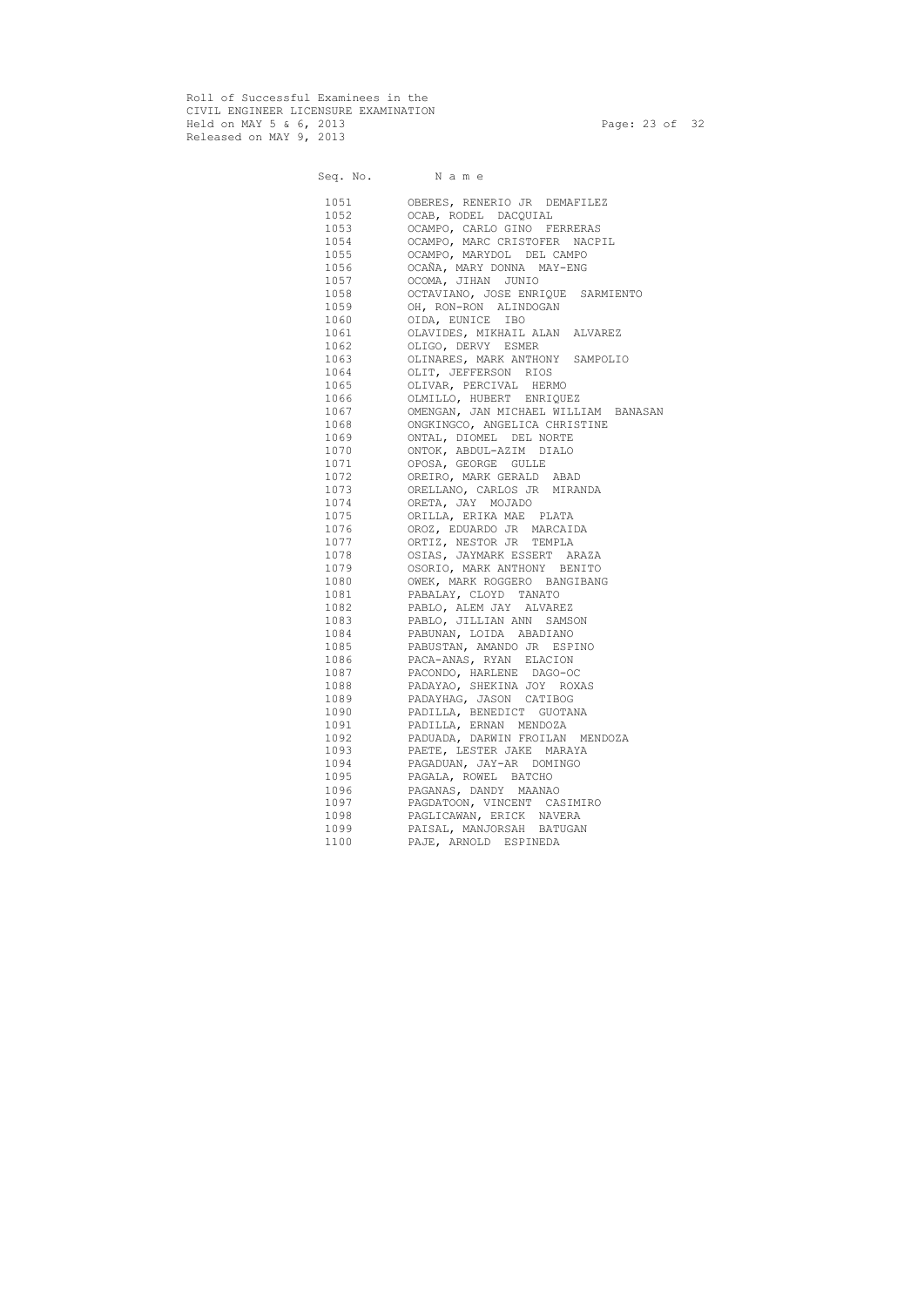Roll of Successful Examinees in the
CIVIL ENGINEER LICENSURE EXAMINATION
Held on MAY 5 & 6, 2013
Released on MAY 9, 2013

| Seq. No. | N a m e |
|---|---|
| 1051 | OBERES, RENERIO JR DEMAFILEZ |
| 1052 | OCAB, RODEL DACQUIAL |
| 1053 | OCAMPO, CARLO GINO FERRERAS |
| 1054 | OCAMPO, MARC CRISTOFER NACPIL |
| 1055 | OCAMPO, MARYDOL DEL CAMPO |
| 1056 | OCAÑA, MARY DONNA MAY-ENG |
| 1057 | OCOMA, JIHAN JUNIO |
| 1058 | OCTAVIANO, JOSE ENRIQUE SARMIENTO |
| 1059 | OH, RON-RON ALINDOGAN |
| 1060 | OIDA, EUNICE IBO |
| 1061 | OLAVIDES, MIKHAIL ALAN ALVAREZ |
| 1062 | OLIGO, DERVY ESMER |
| 1063 | OLINARES, MARK ANTHONY SAMPOLIO |
| 1064 | OLIT, JEFFERSON RIOS |
| 1065 | OLIVAR, PERCIVAL HERMO |
| 1066 | OLMILLO, HUBERT ENRIQUEZ |
| 1067 | OMENGAN, JAN MICHAEL WILLIAM BANASAN |
| 1068 | ONGKINGCO, ANGELICA CHRISTINE |
| 1069 | ONTAL, DIOMEL DEL NORTE |
| 1070 | ONTOK, ABDUL-AZIM DIALO |
| 1071 | OPOSA, GEORGE GULLE |
| 1072 | OREIRO, MARK GERALD ABAD |
| 1073 | ORELLANO, CARLOS JR MIRANDA |
| 1074 | ORETA, JAY MOJADO |
| 1075 | ORILLA, ERIKA MAE PLATA |
| 1076 | OROZ, EDUARDO JR MARCAIDA |
| 1077 | ORTIZ, NESTOR JR TEMPLA |
| 1078 | OSIAS, JAYMARK ESSERT ARAZA |
| 1079 | OSORIO, MARK ANTHONY BENITO |
| 1080 | OWEK, MARK ROGGERO BANGIBANG |
| 1081 | PABALAY, CLOYD TANATO |
| 1082 | PABLO, ALEM JAY ALVAREZ |
| 1083 | PABLO, JILLIAN ANN SAMSON |
| 1084 | PABUNAN, LOIDA ABADIANO |
| 1085 | PABUSTAN, AMANDO JR ESPINO |
| 1086 | PACA-ANAS, RYAN ELACION |
| 1087 | PACONDO, HARLENE DAGO-OC |
| 1088 | PADAYAO, SHEKINA JOY ROXAS |
| 1089 | PADAYHAG, JASON CATIBOG |
| 1090 | PADILLA, BENEDICT GUOTANA |
| 1091 | PADILLA, ERNAN MENDOZA |
| 1092 | PADUADA, DARWIN FROILAN MENDOZA |
| 1093 | PAETE, LESTER JAKE MARAYA |
| 1094 | PAGADUAN, JAY-AR DOMINGO |
| 1095 | PAGALA, ROWEL BATCHO |
| 1096 | PAGANAS, DANDY MAANAO |
| 1097 | PAGDATOON, VINCENT CASIMIRO |
| 1098 | PAGLICAWAN, ERICK NAVERA |
| 1099 | PAISAL, MANJORSAH BATUGAN |
| 1100 | PAJE, ARNOLD ESPINEDA |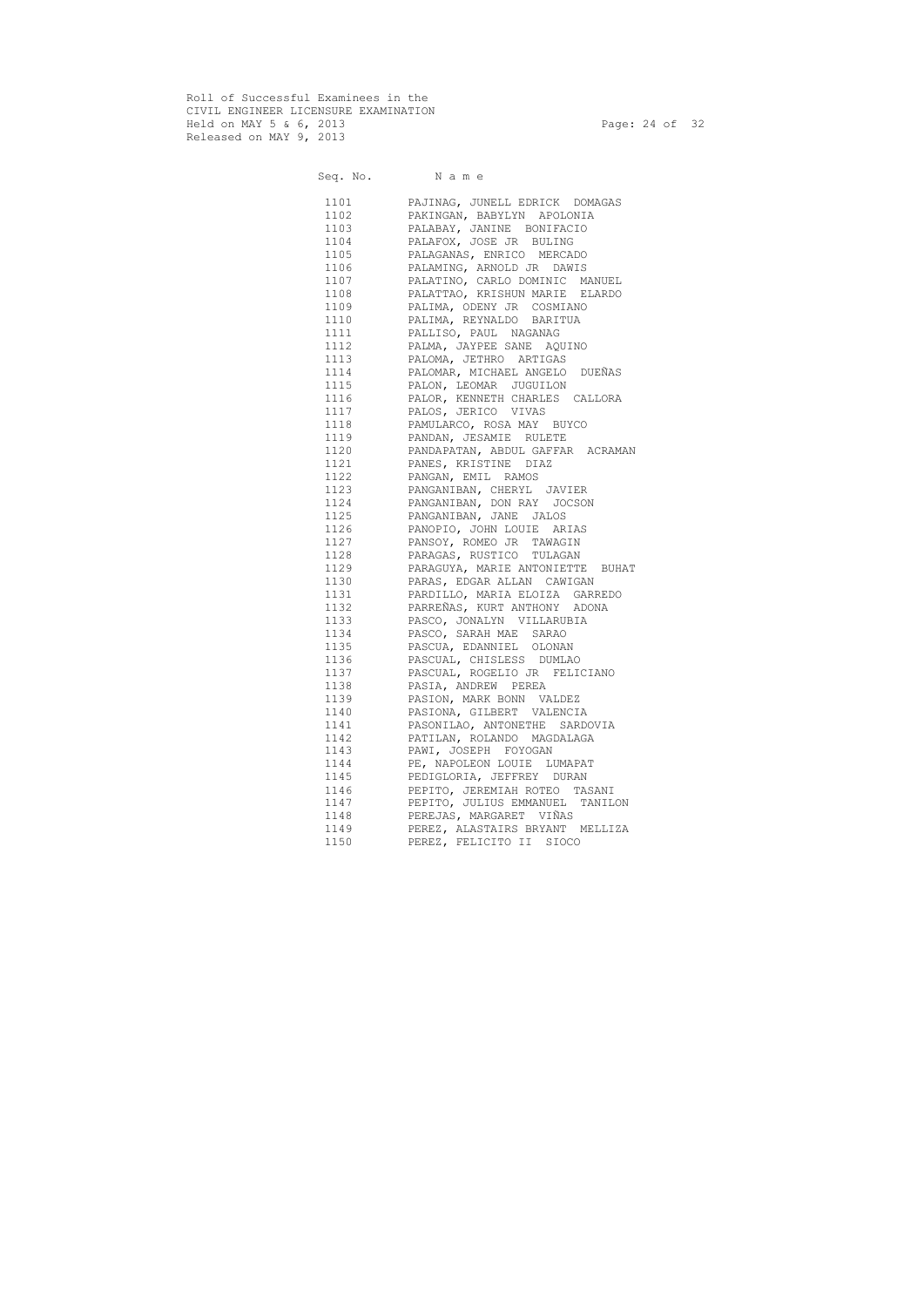Roll of Successful Examinees in the
CIVIL ENGINEER LICENSURE EXAMINATION
Held on MAY 5 & 6, 2013
Released on MAY 9, 2013

| Seq. No. | Name |
|---|---|
| 1101 | PAJINAG, JUNELL EDRICK DOMAGAS |
| 1102 | PAKINGAN, BABYLYN APOLONIA |
| 1103 | PALABAY, JANINE BONIFACIO |
| 1104 | PALAFOX, JOSE JR BULING |
| 1105 | PALAGANAS, ENRICO MERCADO |
| 1106 | PALAMING, ARNOLD JR DAWIS |
| 1107 | PALATINO, CARLO DOMINIC MANUEL |
| 1108 | PALATTAO, KRISHUN MARIE ELARDO |
| 1109 | PALIMA, ODENY JR COSMIANO |
| 1110 | PALIMA, REYNALDO BARITUA |
| 1111 | PALLISO, PAUL NAGANAG |
| 1112 | PALMA, JAYPEE SANE AQUINO |
| 1113 | PALOMA, JETHRO ARTIGAS |
| 1114 | PALOMAR, MICHAEL ANGELO DUEÑAS |
| 1115 | PALON, LEOMAR JUGUILON |
| 1116 | PALOR, KENNETH CHARLES CALLORA |
| 1117 | PALOS, JERICO VIVAS |
| 1118 | PAMULARCO, ROSA MAY BUYCO |
| 1119 | PANDAN, JESAMIE RULETE |
| 1120 | PANDAPATAN, ABDUL GAFFAR ACRAMAN |
| 1121 | PANES, KRISTINE DIAZ |
| 1122 | PANGAN, EMIL RAMOS |
| 1123 | PANGANIBAN, CHERYL JAVIER |
| 1124 | PANGANIBAN, DON RAY JOCSON |
| 1125 | PANGANIBAN, JANE JALOS |
| 1126 | PANOPIO, JOHN LOUIE ARIAS |
| 1127 | PANSOY, ROMEO JR TAWAGIN |
| 1128 | PARAGAS, RUSTICO TULAGAN |
| 1129 | PARAGUYA, MARIE ANTONIETTE BUHAT |
| 1130 | PARAS, EDGAR ALLAN CAWIGAN |
| 1131 | PARDILLO, MARIA ELOIZA GARREDO |
| 1132 | PARREÑAS, KURT ANTHONY ADONA |
| 1133 | PASCO, JONALYN VILLARUBIA |
| 1134 | PASCO, SARAH MAE SARAO |
| 1135 | PASCUA, EDANNIEL OLONAN |
| 1136 | PASCUAL, CHISLESS DUMLAO |
| 1137 | PASCUAL, ROGELIO JR FELICIANO |
| 1138 | PASIA, ANDREW PEREA |
| 1139 | PASION, MARK BONN VALDEZ |
| 1140 | PASIONA, GILBERT VALENCIA |
| 1141 | PASONILAO, ANTONETHE SARDOVIA |
| 1142 | PATILAN, ROLANDO MAGDALAGA |
| 1143 | PAWI, JOSEPH FOYOGAN |
| 1144 | PE, NAPOLEON LOUIE LUMAPAT |
| 1145 | PEDIGLORIA, JEFFREY DURAN |
| 1146 | PEPITO, JEREMIAH ROTEO TASANI |
| 1147 | PEPITO, JULIUS EMMANUEL TANILON |
| 1148 | PEREJAS, MARGARET VIÑAS |
| 1149 | PEREZ, ALASTAIRS BRYANT MELLIZA |
| 1150 | PEREZ, FELICITO II SIOCO |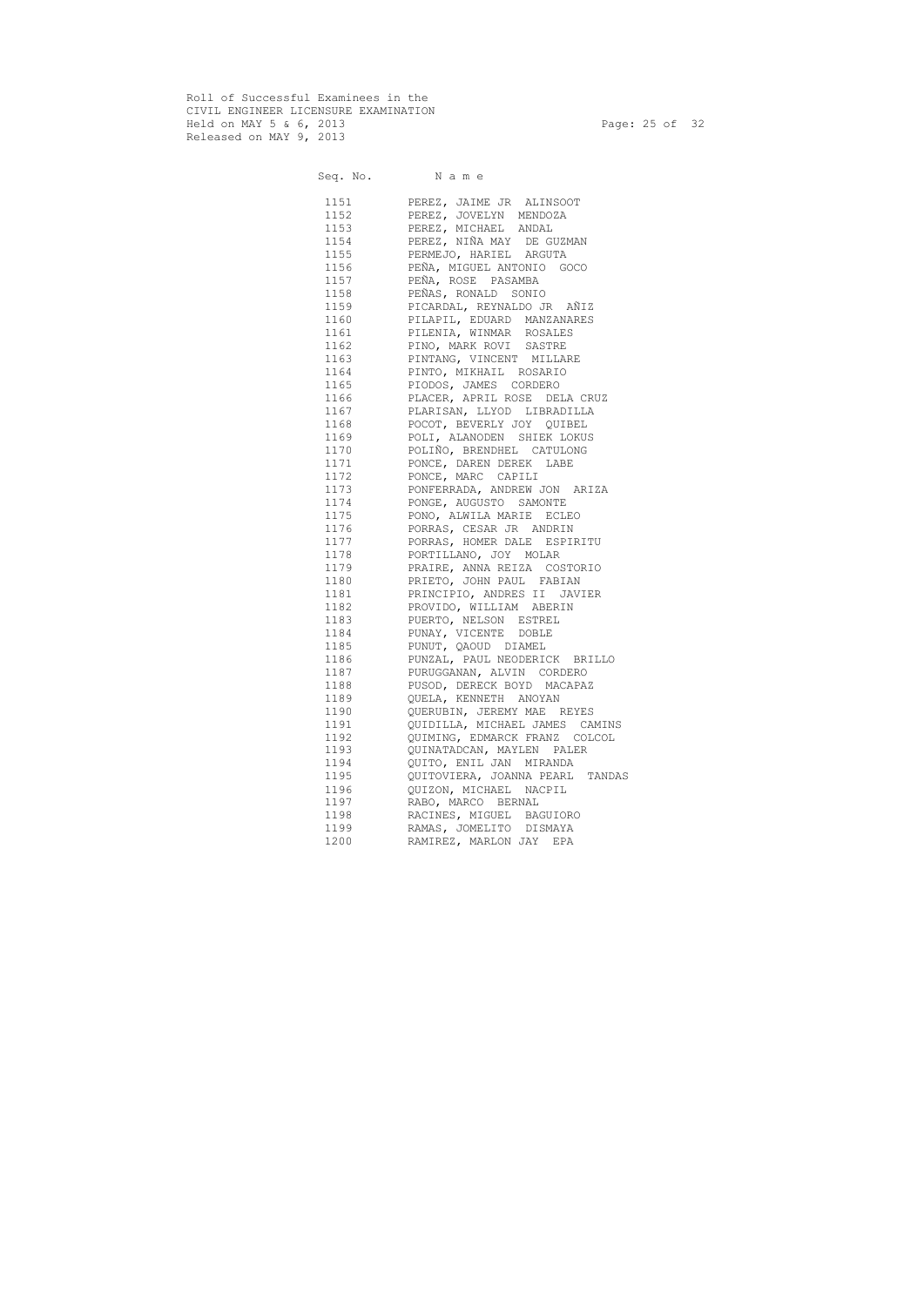Roll of Successful Examinees in the
CIVIL ENGINEER LICENSURE EXAMINATION
Held on MAY 5 & 6, 2013
Released on MAY 9, 2013

| Seq. No. | N a m e |
|---|---|
| 1151 | PEREZ, JAIME JR ALINSOOT |
| 1152 | PEREZ, JOVELYN MENDOZA |
| 1153 | PEREZ, MICHAEL ANDAL |
| 1154 | PEREZ, NIÑA MAY DE GUZMAN |
| 1155 | PERMEJO, HARIEL ARGUTA |
| 1156 | PEÑA, MIGUEL ANTONIO GOCO |
| 1157 | PEÑA, ROSE PASAMBA |
| 1158 | PEÑAS, RONALD SONIO |
| 1159 | PICARDAL, REYNALDO JR AÑIZ |
| 1160 | PILAPIL, EDUARD MANZANARES |
| 1161 | PILENIA, WINMAR ROSALES |
| 1162 | PINO, MARK ROVI SASTRE |
| 1163 | PINTANG, VINCENT MILLARE |
| 1164 | PINTO, MIKHAIL ROSARIO |
| 1165 | PIODOS, JAMES CORDERO |
| 1166 | PLACER, APRIL ROSE DELA CRUZ |
| 1167 | PLARISAN, LLYOD LIBRADILLA |
| 1168 | POCOT, BEVERLY JOY QUIBEL |
| 1169 | POLI, ALANODEN SHIEK LOKUS |
| 1170 | POLIÑO, BRENDHEL CATULONG |
| 1171 | PONCE, DAREN DEREK LABE |
| 1172 | PONCE, MARC CAPILI |
| 1173 | PONFERRADA, ANDREW JON ARIZA |
| 1174 | PONGE, AUGUSTO SAMONTE |
| 1175 | PONO, ALWILA MARIE ECLEO |
| 1176 | PORRAS, CESAR JR ANDRIN |
| 1177 | PORRAS, HOMER DALE ESPIRITU |
| 1178 | PORTILLANO, JOY MOLAR |
| 1179 | PRAIRE, ANNA REIZA COSTORIO |
| 1180 | PRIETO, JOHN PAUL FABIAN |
| 1181 | PRINCIPIO, ANDRES II JAVIER |
| 1182 | PROVIDO, WILLIAM ABERIN |
| 1183 | PUERTO, NELSON ESTREL |
| 1184 | PUNAY, VICENTE DOBLE |
| 1185 | PUNUT, QAOUD DIAMEL |
| 1186 | PUNZAL, PAUL NEODERICK BRILLO |
| 1187 | PURUGGANAN, ALVIN CORDERO |
| 1188 | PUSOD, DERECK BOYD MACAPAZ |
| 1189 | QUELA, KENNETH ANOYAN |
| 1190 | QUERUBIN, JEREMY MAE REYES |
| 1191 | QUIDILLA, MICHAEL JAMES CAMINS |
| 1192 | QUIMING, EDMARCK FRANZ COLCOL |
| 1193 | QUINATADCAN, MAYLEN PALER |
| 1194 | QUITO, ENIL JAN MIRANDA |
| 1195 | QUITOVIERA, JOANNA PEARL TANDAS |
| 1196 | QUIZON, MICHAEL NACPIL |
| 1197 | RABO, MARCO BERNAL |
| 1198 | RACINES, MIGUEL BAGUIORO |
| 1199 | RAMAS, JOMELITO DISMAYA |
| 1200 | RAMIREZ, MARLON JAY EPA |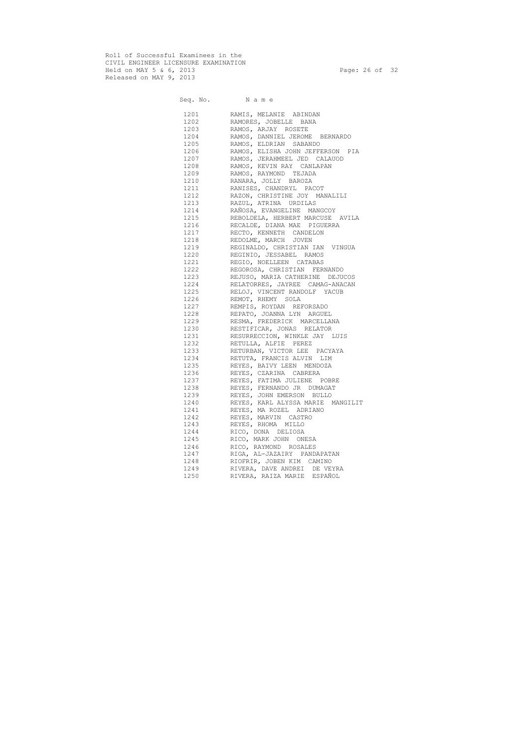Roll of Successful Examinees in the
CIVIL ENGINEER LICENSURE EXAMINATION
Held on MAY 5 & 6, 2013
Released on MAY 9, 2013

| Seq. No. | N a m e |
|---|---|
| 1201 | RAMIS, MELANIE ABINDAN |
| 1202 | RAMORES, JOBELLE BANA |
| 1203 | RAMOS, ARJAY ROSETE |
| 1204 | RAMOS, DANNIEL JEROME BERNARDO |
| 1205 | RAMOS, ELDRIAN SABANDO |
| 1206 | RAMOS, ELISHA JOHN JEFFERSON PIA |
| 1207 | RAMOS, JERAHMEEL JED CALAUOD |
| 1208 | RAMOS, KEVIN RAY CANLAPAN |
| 1209 | RAMOS, RAYMOND TEJADA |
| 1210 | RANARA, JOLLY BAROZA |
| 1211 | RANISES, CHANDRYL PACOT |
| 1212 | RAZON, CHRISTINE JOY MANALILI |
| 1213 | RAZUL, ATRINA URDILAS |
| 1214 | RAÑOSA, EVANGELINE MANGCOY |
| 1215 | REBOLDELA, HERBERT MARCUSE AVILA |
| 1216 | RECALDE, DIANA MAE PIGUERRA |
| 1217 | RECTO, KENNETH CANDELON |
| 1218 | REDOLME, MARCH JOVEN |
| 1219 | REGINALDO, CHRISTIAN IAN VINGUA |
| 1220 | REGINIO, JESSABEL RAMOS |
| 1221 | REGIO, NOELLEEN CATABAS |
| 1222 | REGOROSA, CHRISTIAN FERNANDO |
| 1223 | REJUSO, MARIA CATHERINE DEJUCOS |
| 1224 | RELATORRES, JAYREE CAMAG-ANACAN |
| 1225 | RELOJ, VINCENT RANDOLF YACUB |
| 1226 | REMOT, RHEMY SOLA |
| 1227 | REMPIS, ROYDAN REFORSADO |
| 1228 | REPATO, JOANNA LYN ARGUEL |
| 1229 | RESMA, FREDERICK MARCELLANA |
| 1230 | RESTIFICAR, JONAS RELATOR |
| 1231 | RESURRECCION, WINKLE JAY LUIS |
| 1232 | RETULLA, ALFIE PEREZ |
| 1233 | RETURBAN, VICTOR LEE PACYAYA |
| 1234 | RETUTA, FRANCIS ALVIN LIM |
| 1235 | REYES, BAIVY LEEN MENDOZA |
| 1236 | REYES, CZARINA CABRERA |
| 1237 | REYES, FATIMA JULIENE POBRE |
| 1238 | REYES, FERNANDO JR DUMAGAT |
| 1239 | REYES, JOHN EMERSON BULLO |
| 1240 | REYES, KARL ALYSSA MARIE MANGILIT |
| 1241 | REYES, MA ROZEL ADRIANO |
| 1242 | REYES, MARVIN CASTRO |
| 1243 | REYES, RHOMA MILLO |
| 1244 | RICO, DONA DELIOSA |
| 1245 | RICO, MARK JOHN ONESA |
| 1246 | RICO, RAYMOND ROSALES |
| 1247 | RIGA, AL-JAZAIRY PANDAPATAN |
| 1248 | RIOFRIR, JOBEN KIM CAMINO |
| 1249 | RIVERA, DAVE ANDREI DE VEYRA |
| 1250 | RIVERA, RAIZA MARIE ESPAÑOL |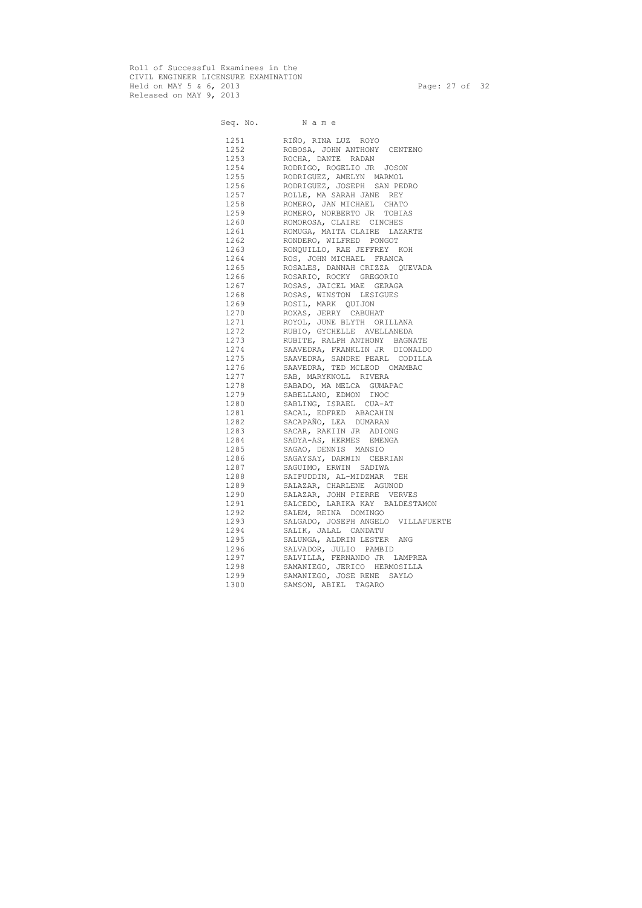Roll of Successful Examinees in the
CIVIL ENGINEER LICENSURE EXAMINATION
Held on MAY 5 & 6, 2013
Released on MAY 9, 2013

| Seq. No. | N a m e |
|---|---|
| 1251 | RIÑO, RINA LUZ ROYO |
| 1252 | ROBOSA, JOHN ANTHONY CENTENO |
| 1253 | ROCHA, DANTE RADAN |
| 1254 | RODRIGO, ROGELIO JR JOSON |
| 1255 | RODRIGUEZ, AMELYN MARMOL |
| 1256 | RODRIGUEZ, JOSEPH SAN PEDRO |
| 1257 | ROLLE, MA SARAH JANE REY |
| 1258 | ROMERO, JAN MICHAEL CHATO |
| 1259 | ROMERO, NORBERTO JR TOBIAS |
| 1260 | ROMOROSA, CLAIRE CINCHES |
| 1261 | ROMUGA, MAITA CLAIRE LAZARTE |
| 1262 | RONDERO, WILFRED PONGOT |
| 1263 | RONQUILLO, RAE JEFFREY KOH |
| 1264 | ROS, JOHN MICHAEL FRANCA |
| 1265 | ROSALES, DANNAH CRIZZA QUEVADA |
| 1266 | ROSARIO, ROCKY GREGORIO |
| 1267 | ROSAS, JAICEL MAE GERAGA |
| 1268 | ROSAS, WINSTON LESIGUES |
| 1269 | ROSIL, MARK QUIJON |
| 1270 | ROXAS, JERRY CABUHAT |
| 1271 | ROYOL, JUNE BLYTH ORILLANA |
| 1272 | RUBIO, GYCHELLE AVELLANEDA |
| 1273 | RUBITE, RALPH ANTHONY BAGNATE |
| 1274 | SAAVEDRA, FRANKLIN JR DIONALDO |
| 1275 | SAAVEDRA, SANDRE PEARL CODILLA |
| 1276 | SAAVEDRA, TED MCLEOD OMAMBAC |
| 1277 | SAB, MARYKNOLL RIVERA |
| 1278 | SABADO, MA MELCA GUMAPAC |
| 1279 | SABELLANO, EDMON INOC |
| 1280 | SABLING, ISRAEL CUA-AT |
| 1281 | SACAL, EDFRED ABACAHIN |
| 1282 | SACAPAÑO, LEA DUMARAN |
| 1283 | SACAR, RAKIIN JR ADIONG |
| 1284 | SADYA-AS, HERMES EMENGA |
| 1285 | SAGAO, DENNIS MANSIO |
| 1286 | SAGAYSAY, DARWIN CEBRIAN |
| 1287 | SAGUIMO, ERWIN SADIWA |
| 1288 | SAIPUDDIN, AL-MIDZMAR TEH |
| 1289 | SALAZAR, CHARLENE AGUNOD |
| 1290 | SALAZAR, JOHN PIERRE VERVES |
| 1291 | SALCEDO, LARIKA KAY BALDESTAMON |
| 1292 | SALEM, REINA DOMINGO |
| 1293 | SALGADO, JOSEPH ANGELO VILLAFUERTE |
| 1294 | SALIK, JALAL CANDATU |
| 1295 | SALUNGA, ALDRIN LESTER ANG |
| 1296 | SALVADOR, JULIO PAMBID |
| 1297 | SALVILLA, FERNANDO JR LAMPREA |
| 1298 | SAMANIEGO, JERICO HERMOSILLA |
| 1299 | SAMANIEGO, JOSE RENE SAYLO |
| 1300 | SAMSON, ABIEL TAGARO |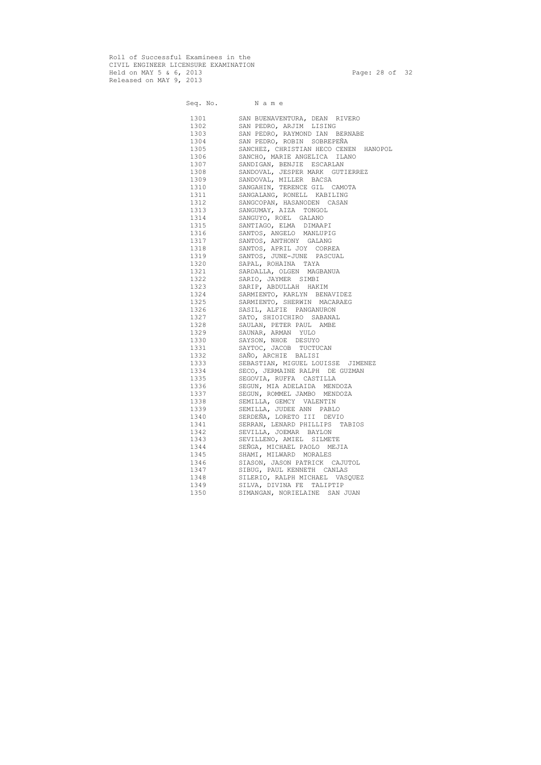Roll of Successful Examinees in the
CIVIL ENGINEER LICENSURE EXAMINATION
Held on MAY 5 & 6, 2013
Released on MAY 9, 2013

| Seq. No. | N a m e |
|---|---|
| 1301 | SAN BUENAVENTURA, DEAN RIVERO |
| 1302 | SAN PEDRO, ARJIM LISING |
| 1303 | SAN PEDRO, RAYMOND IAN BERNABE |
| 1304 | SAN PEDRO, ROBIN SOBREPEÑA |
| 1305 | SANCHEZ, CHRISTIAN HECO CENEN HANOPOL |
| 1306 | SANCHO, MARIE ANGELICA ILANO |
| 1307 | SANDIGAN, BENJIE ESCARLAN |
| 1308 | SANDOVAL, JESPER MARK GUTIERREZ |
| 1309 | SANDOVAL, MILLER BACSA |
| 1310 | SANGAHIN, TERENCE GIL CAMOTA |
| 1311 | SANGALANG, RONELL KABILING |
| 1312 | SANGCOPAN, HASANODEN CASAN |
| 1313 | SANGUMAY, AIZA TONGOL |
| 1314 | SANGUYO, ROEL GALANO |
| 1315 | SANTIAGO, ELMA DIMAAPI |
| 1316 | SANTOS, ANGELO MANLUPIG |
| 1317 | SANTOS, ANTHONY GALANG |
| 1318 | SANTOS, APRIL JOY CORREA |
| 1319 | SANTOS, JUNE-JUNE PASCUAL |
| 1320 | SAPAL, ROHAINA TAYA |
| 1321 | SARDALLA, OLGEN MAGBANUA |
| 1322 | SARIO, JAYMER SIMBI |
| 1323 | SARIP, ABDULLAH HAKIM |
| 1324 | SARMIENTO, KARLYN BENAVIDEZ |
| 1325 | SARMIENTO, SHERWIN MACARAEG |
| 1326 | SASIL, ALFIE PANGANURON |
| 1327 | SATO, SHIOICHIRO SABANAL |
| 1328 | SAULAN, PETER PAUL AMBE |
| 1329 | SAUNAR, ARMAN YULO |
| 1330 | SAYSON, NHOE DESUYO |
| 1331 | SAYTOC, JACOB TUCTUCAN |
| 1332 | SAÑO, ARCHIE BALISI |
| 1333 | SEBASTIAN, MIGUEL LOUISSE JIMENEZ |
| 1334 | SECO, JERMAINE RALPH DE GUZMAN |
| 1335 | SEGOVIA, RUFFA CASTILLA |
| 1336 | SEGUN, MIA ADELAIDA MENDOZA |
| 1337 | SEGUN, ROMMEL JAMBO MENDOZA |
| 1338 | SEMILLA, GEMCY VALENTIN |
| 1339 | SEMILLA, JUDEE ANN PABLO |
| 1340 | SERDEÑA, LORETO III DEVIO |
| 1341 | SERRAN, LENARD PHILLIPS TABIOS |
| 1342 | SEVILLA, JOEMAR BAYLON |
| 1343 | SEVILLENO, AMIEL SILMETE |
| 1344 | SEÑGA, MICHAEL PAOLO MEJIA |
| 1345 | SHAMI, MILWARD MORALES |
| 1346 | SIASON, JASON PATRICK CAJUTOL |
| 1347 | SIBUG, PAUL KENNETH CANLAS |
| 1348 | SILERIO, RALPH MICHAEL VASQUEZ |
| 1349 | SILVA, DIVINA FE TALIPTIP |
| 1350 | SIMANGAN, NORIELAINE SAN JUAN |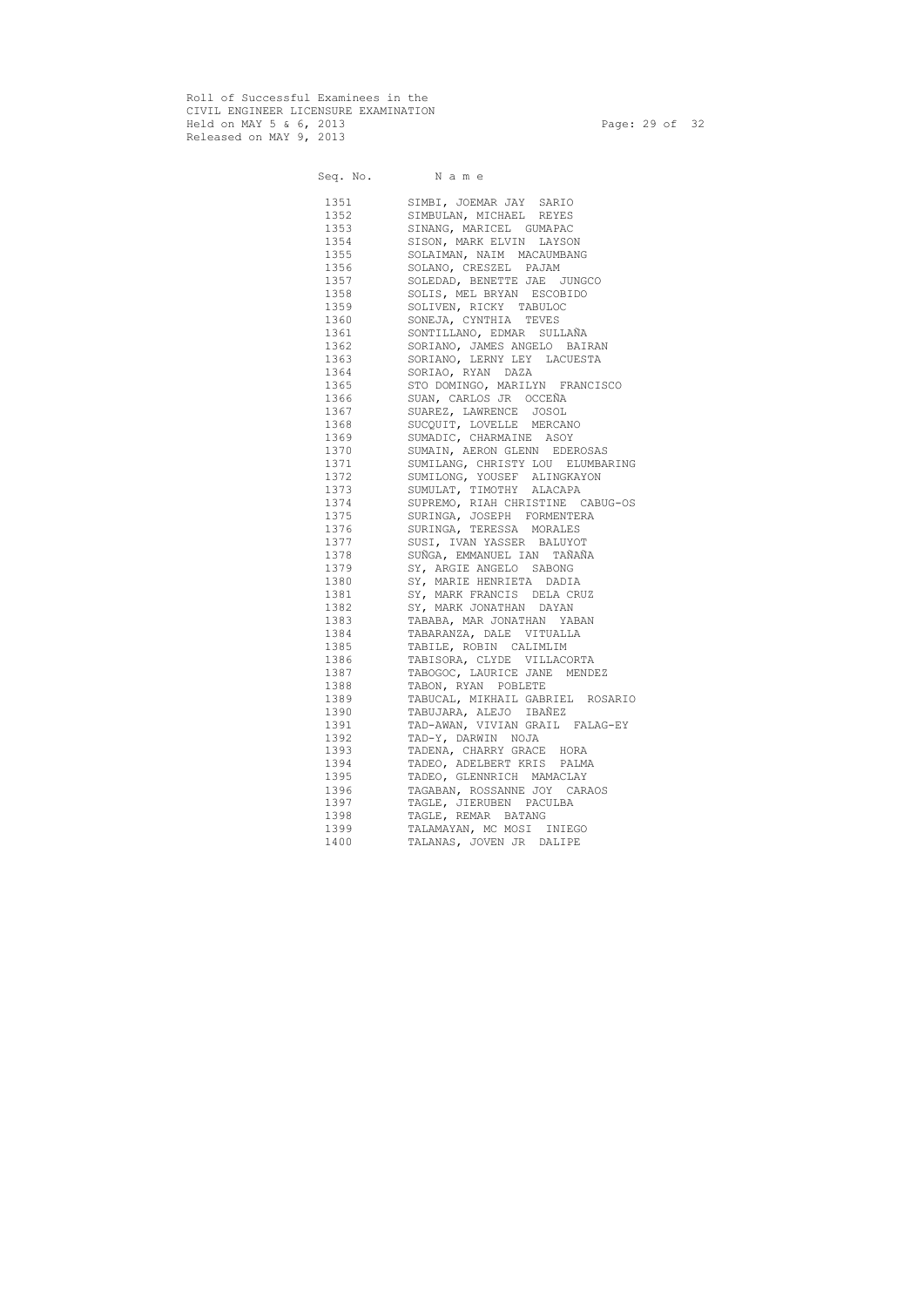Roll of Successful Examinees in the
CIVIL ENGINEER LICENSURE EXAMINATION
Held on MAY 5 & 6, 2013
Released on MAY 9, 2013

| Seq. No. | N a m e |
|---|---|
| 1351 | SIMBI, JOEMAR JAY SARIO |
| 1352 | SIMBULAN, MICHAEL REYES |
| 1353 | SINANG, MARICEL GUMAPAC |
| 1354 | SISON, MARK ELVIN LAYSON |
| 1355 | SOLAIMAN, NAIM MACAUMBANG |
| 1356 | SOLANO, CRESZEL PAJAM |
| 1357 | SOLEDAD, BENETTE JAE JUNGCO |
| 1358 | SOLIS, MEL BRYAN ESCOBIDO |
| 1359 | SOLIVEN, RICKY TABULOC |
| 1360 | SONEJA, CYNTHIA TEVES |
| 1361 | SONTILLANO, EDMAR SULLAÑA |
| 1362 | SORIANO, JAMES ANGELO BAIRAN |
| 1363 | SORIANO, LERNY LEY LACUESTA |
| 1364 | SORIAO, RYAN DAZA |
| 1365 | STO DOMINGO, MARILYN FRANCISCO |
| 1366 | SUAN, CARLOS JR OCCEÑA |
| 1367 | SUAREZ, LAWRENCE JOSOL |
| 1368 | SUCQUIT, LOVELLE MERCANO |
| 1369 | SUMADIC, CHARMAINE ASOY |
| 1370 | SUMAIN, AERON GLENN EDEROSAS |
| 1371 | SUMILANG, CHRISTY LOU ELUMBARING |
| 1372 | SUMILONG, YOUSEF ALINGKAYON |
| 1373 | SUMULAT, TIMOTHY ALACAPA |
| 1374 | SUPREMO, RIAH CHRISTINE CABUG-OS |
| 1375 | SURINGA, JOSEPH FORMENTERA |
| 1376 | SURINGA, TERESSA MORALES |
| 1377 | SUSI, IVAN YASSER BALUYOT |
| 1378 | SUÑGA, EMMANUEL IAN TAÑAÑA |
| 1379 | SY, ARGIE ANGELO SABONG |
| 1380 | SY, MARIE HENRIETA DADIA |
| 1381 | SY, MARK FRANCIS DELA CRUZ |
| 1382 | SY, MARK JONATHAN DAYAN |
| 1383 | TABABA, MAR JONATHAN YABAN |
| 1384 | TABARANZA, DALE VITUALLA |
| 1385 | TABILE, ROBIN CALIMLIM |
| 1386 | TABISORA, CLYDE VILLACORTA |
| 1387 | TABOGOC, LAURICE JANE MENDEZ |
| 1388 | TABON, RYAN POBLETE |
| 1389 | TABUCAL, MIKHAIL GABRIEL ROSARIO |
| 1390 | TABUJARA, ALEJO IBAÑEZ |
| 1391 | TAD-AWAN, VIVIAN GRAIL FALAG-EY |
| 1392 | TAD-Y, DARWIN NOJA |
| 1393 | TADENA, CHARRY GRACE HORA |
| 1394 | TADEO, ADELBERT KRIS PALMA |
| 1395 | TADEO, GLENNRICH MAMACLAY |
| 1396 | TAGABAN, ROSSANNE JOY CARAOS |
| 1397 | TAGLE, JIERUBEN PACULBA |
| 1398 | TAGLE, REMAR BATANG |
| 1399 | TALAMAYAN, MC MOSI INIEGO |
| 1400 | TALANAS, JOVEN JR DALIPE |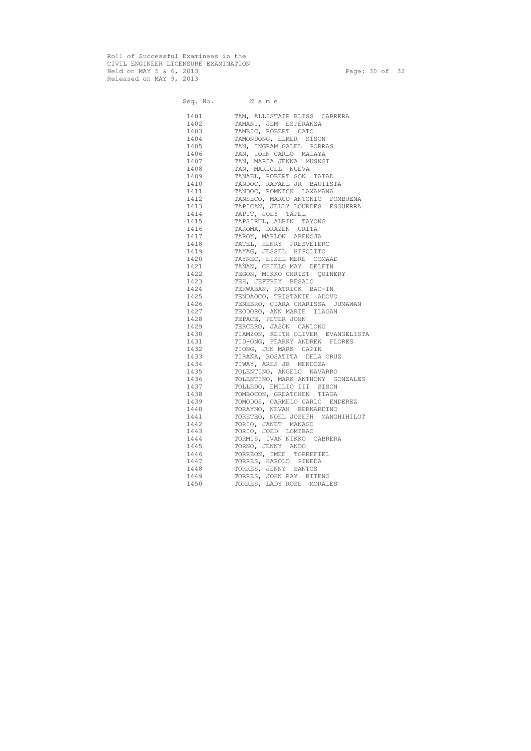Roll of Successful Examinees in the
CIVIL ENGINEER LICENSURE EXAMINATION
Held on MAY 5 & 6, 2013
Released on MAY 9, 2013

| Seq. No. | N a m e |
|---|---|
| 1401 | TAM, ALLISTAIR BLISS CABRERA |
| 1402 | TAMANI, JEM ESPERANZA |
| 1403 | TAMBIC, ROBERT CATO |
| 1404 | TAMONDONG, ELMER SISON |
| 1405 | TAN, INGRAM GALEL PORRAS |
| 1406 | TAN, JOHN CARLO MALAYA |
| 1407 | TAN, MARIA JENNA MUSNGI |
| 1408 | TAN, MARICEL NUEVA |
| 1409 | TANAEL, ROBERT SON TATAD |
| 1410 | TANDOC, RAFAEL JR BAUTISTA |
| 1411 | TANDOC, ROMNICK LAXAMANA |
| 1412 | TANSECO, MARCO ANTONIO POMBUENA |
| 1413 | TAPICAN, JELLY LOURDES ESGUERRA |
| 1414 | TAPIT, JOEY TAPEL |
| 1415 | TAPSIRUL, ALBIN TAYONG |
| 1416 | TAROMA, DRAZEN URITA |
| 1417 | TAROY, MARLON ABENOJA |
| 1418 | TATEL, HENRY PRESVETERO |
| 1419 | TAYAG, JESSEL HIPOLITO |
| 1420 | TAYNEC, EISEL MERE COMAAD |
| 1421 | TAÑAN, CHIELO MAY DELFIN |
| 1422 | TEGON, MIKKO CHRIST QUINERY |
| 1423 | TEH, JEFFREY BESALO |
| 1424 | TEKWABAN, PATRICK BAO-IN |
| 1425 | TENDAOCO, TRISTANIE ADOVO |
| 1426 | TENEBRO, CIARA CHARISSA JUMAWAN |
| 1427 | TEODORO, ANN MARIE ILAGAN |
| 1428 | TEPACE, PETER JOHN |
| 1429 | TERCERO, JASON CANLONG |
| 1430 | TIAMZON, KEITH OLIVER EVANGELISTA |
| 1431 | TID-ONG, PEARKY ANDREW FLORES |
| 1432 | TIONG, JUN MARK CAPIN |
| 1433 | TIRAÑA, ROSATITA DELA CRUZ |
| 1434 | TIWAY, ARES JR MENDOZA |
| 1435 | TOLENTINO, ANGELO NAVARRO |
| 1436 | TOLENTINO, MARK ANTHONY GONZALES |
| 1437 | TOLLEDO, EMILIO III SISON |
| 1438 | TOMBOCON, GREATCHEN TIAGA |
| 1439 | TOMODOS, CARMELO CARLO ENDEREZ |
| 1440 | TORAYNO, NEVAH BERNARDINO |
| 1441 | TORETEO, NOEL JOSEPH MANGHIHILOT |
| 1442 | TORIO, JANET MANAGO |
| 1443 | TORIO, JOED LOMIBAO |
| 1444 | TORMIS, IVAN NIKKO CABRERA |
| 1445 | TORNO, JENNY ANDO |
| 1446 | TORREON, IMEE TORREFIEL |
| 1447 | TORRES, HAROLD PINEDA |
| 1448 | TORRES, JENNY SANTOS |
| 1449 | TORRES, JOHN RAY BITENG |
| 1450 | TORRES, LADY ROSE MORALES |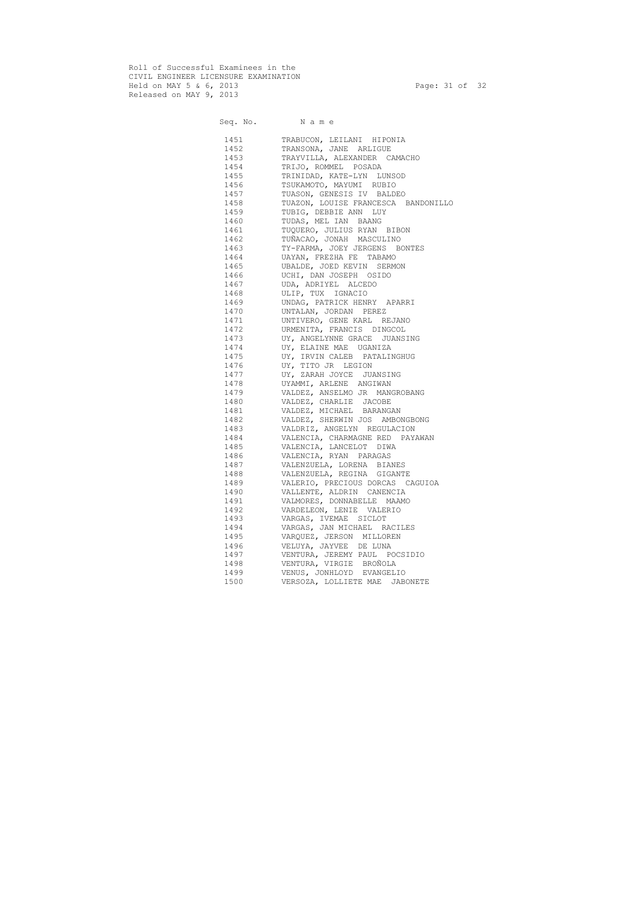Roll of Successful Examinees in the
CIVIL ENGINEER LICENSURE EXAMINATION
Held on MAY 5 & 6, 2013
Released on MAY 9, 2013

| Seq. No. | N a m e |
|---|---|
| 1451 | TRABUCON, LEILANI HIPONIA |
| 1452 | TRANSONA, JANE ARLIGUE |
| 1453 | TRAYVILLA, ALEXANDER CAMACHO |
| 1454 | TRIJO, ROMMEL POSADA |
| 1455 | TRINIDAD, KATE-LYN LUNSOD |
| 1456 | TSUKAMOTO, MAYUMI RUBIO |
| 1457 | TUASON, GENESIS IV BALDEO |
| 1458 | TUAZON, LOUISE FRANCESCA BANDONILLO |
| 1459 | TUBIG, DEBBIE ANN LUY |
| 1460 | TUDAS, MEL IAN BAANG |
| 1461 | TUQUERO, JULIUS RYAN BIBON |
| 1462 | TUÑACAO, JONAH MASCULINO |
| 1463 | TY-FARMA, JOEY JERGENS BONTES |
| 1464 | UAYAN, FREZHA FE TABAMO |
| 1465 | UBALDE, JOED KEVIN SERMON |
| 1466 | UCHI, DAN JOSEPH OSIDO |
| 1467 | UDA, ADRIYEL ALCEDO |
| 1468 | ULIP, TUX IGNACIO |
| 1469 | UNDAG, PATRICK HENRY APARRI |
| 1470 | UNTALAN, JORDAN PEREZ |
| 1471 | UNTIVERO, GENE KARL REJANO |
| 1472 | URMENITA, FRANCIS DINGCOL |
| 1473 | UY, ANGELYNNE GRACE JUANSING |
| 1474 | UY, ELAINE MAE UGANIZA |
| 1475 | UY, IRVIN CALEB PATALINGHUG |
| 1476 | UY, TITO JR LEGION |
| 1477 | UY, ZARAH JOYCE JUANSING |
| 1478 | UYAMMI, ARLENE ANGIWAN |
| 1479 | VALDEZ, ANSELMO JR MANGROBANG |
| 1480 | VALDEZ, CHARLIE JACOBE |
| 1481 | VALDEZ, MICHAEL BARANGAN |
| 1482 | VALDEZ, SHERWIN JOS AMBONGBONG |
| 1483 | VALDRIZ, ANGELYN REGULACION |
| 1484 | VALENCIA, CHARMAGNE RED PAYAWAN |
| 1485 | VALENCIA, LANCELOT DIWA |
| 1486 | VALENCIA, RYAN PARAGAS |
| 1487 | VALENZUELA, LORENA BIANES |
| 1488 | VALENZUELA, REGINA GIGANTE |
| 1489 | VALERIO, PRECIOUS DORCAS CAGUIOA |
| 1490 | VALLENTE, ALDRIN CANENCIA |
| 1491 | VALMORES, DONNABELLE MAAMO |
| 1492 | VARDELEON, LENIE VALERIO |
| 1493 | VARGAS, IVEMAE SICLOT |
| 1494 | VARGAS, JAN MICHAEL RACILES |
| 1495 | VARQUEZ, JERSON MILLOREN |
| 1496 | VELUYA, JAYVEE DE LUNA |
| 1497 | VENTURA, JEREMY PAUL POCSIDIO |
| 1498 | VENTURA, VIRGIE BROÑOLA |
| 1499 | VENUS, JONHLOYD EVANGELIO |
| 1500 | VERSOZA, LOLLIETE MAE JABONETE |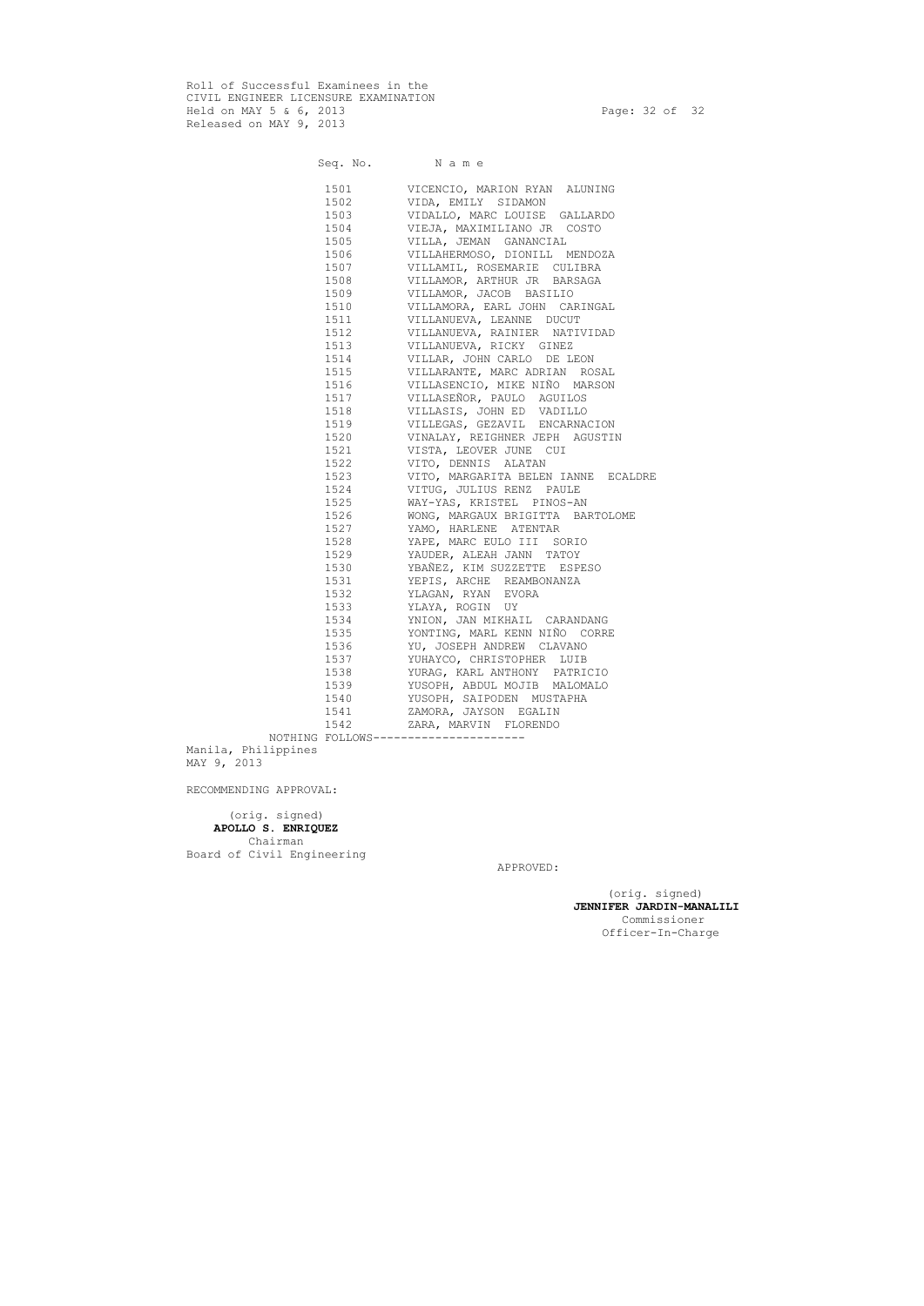Roll of Successful Examinees in the
CIVIL ENGINEER LICENSURE EXAMINATION
Held on MAY 5 & 6, 2013
Released on MAY 9, 2013

| Seq. No. | N a m e |
|---|---|
| 1501 | VICENCIO, MARION RYAN ALUNING |
| 1502 | VIDA, EMILY SIDAMON |
| 1503 | VIDALLO, MARC LOUISE GALLARDO |
| 1504 | VIEJA, MAXIMILIANO JR COSTO |
| 1505 | VILLA, JEMAN GANANCIAL |
| 1506 | VILLAHERMOSO, DIONILL MENDOZA |
| 1507 | VILLAMIL, ROSEMARIE CULIBRA |
| 1508 | VILLAMOR, ARTHUR JR BARSAGA |
| 1509 | VILLAMOR, JACOB BASILIO |
| 1510 | VILLAMORA, EARL JOHN CARINGAL |
| 1511 | VILLANUEVA, LEANNE DUCUT |
| 1512 | VILLANUEVA, RAINIER NATIVIDAD |
| 1513 | VILLANUEVA, RICKY GINEZ |
| 1514 | VILLAR, JOHN CARLO DE LEON |
| 1515 | VILLARANTE, MARC ADRIAN ROSAL |
| 1516 | VILLASENCIO, MIKE NIÑO MARSON |
| 1517 | VILLASEÑOR, PAULO AGUILOS |
| 1518 | VILLASIS, JOHN ED VADILLO |
| 1519 | VILLEGAS, GEZAVIL ENCARNACION |
| 1520 | VINALAY, REIGHNER JEPH AGUSTIN |
| 1521 | VISTA, LEOVER JUNE CUI |
| 1522 | VITO, DENNIS ALATAN |
| 1523 | VITO, MARGARITA BELEN IANNE ECALDRE |
| 1524 | VITUG, JULIUS RENZ PAULE |
| 1525 | WAY-YAS, KRISTEL PINOS-AN |
| 1526 | WONG, MARGAUX BRIGITTA BARTOLOME |
| 1527 | YAMO, HARLENE ATENTAR |
| 1528 | YAPE, MARC EULO III SORIO |
| 1529 | YAUDER, ALEAH JANN TATOY |
| 1530 | YBAÑEZ, KIM SUZZETTE ESPESO |
| 1531 | YEPIS, ARCHE REAMBONANZA |
| 1532 | YLAGAN, RYAN EVORA |
| 1533 | YLAYA, ROGIN UY |
| 1534 | YNION, JAN MIKHAIL CARANDANG |
| 1535 | YONTING, MARL KENN NIÑO CORRE |
| 1536 | YU, JOSEPH ANDREW CLAVANO |
| 1537 | YUHAYCO, CHRISTOPHER LUIB |
| 1538 | YURAG, KARL ANTHONY PATRICIO |
| 1539 | YUSOPH, ABDUL MOJIB MALOMALO |
| 1540 | YUSOPH, SAIPODEN MUSTAPHA |
| 1541 | ZAMORA, JAYSON EGALIN |
| 1542 | ZARA, MARVIN FLORENDO |

NOTHING FOLLOWS----------------------

Manila, Philippines
MAY 9, 2013

RECOMMENDING APPROVAL:

(orig. signed)
**APOLLO S. ENRIQUEZ**
Chairman
Board of Civil Engineering

APPROVED:

(orig. signed)
**JENNIFER JARDIN-MANALILI**
Commissioner
Officer-In-Charge